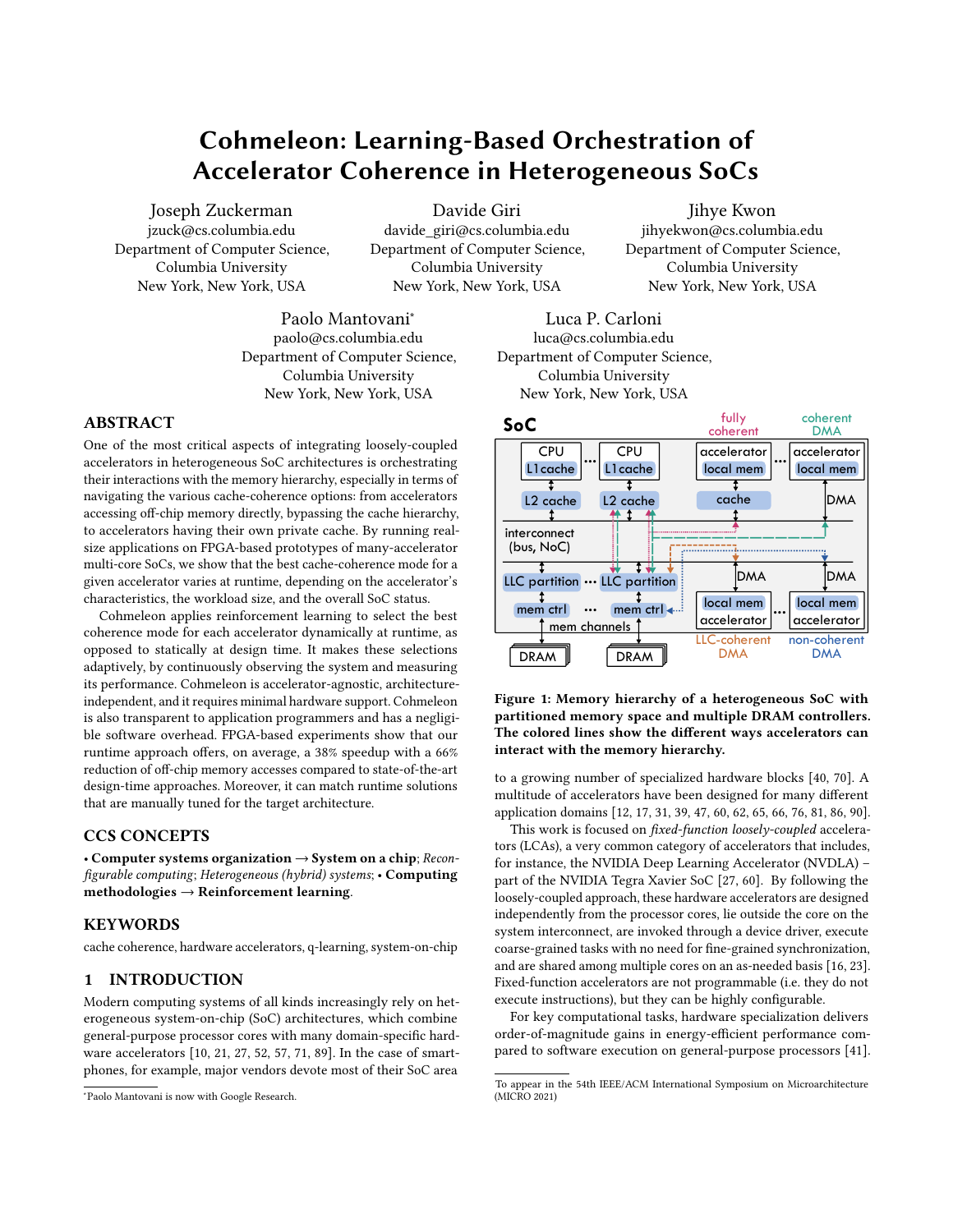# Cohmeleon: Learning-Based Orchestration of Accelerator Coherence in Heterogeneous SoCs

Joseph Zuckerman
jzuck@cs.columbia.edu
Department of Computer Science, Columbia University
New York, New York, USA

Davide Giri
davide_giri@cs.columbia.edu
Department of Computer Science, Columbia University
New York, New York, USA

Jihye Kwon
jihyekwon@cs.columbia.edu
Department of Computer Science, Columbia University
New York, New York, USA

Paolo Mantovani*
paolo@cs.columbia.edu
Department of Computer Science, Columbia University
New York, New York, USA

Luca P. Carloni
luca@cs.columbia.edu
Department of Computer Science, Columbia University
New York, New York, USA

## ABSTRACT

One of the most critical aspects of integrating loosely-coupled accelerators in heterogeneous SoC architectures is orchestrating their interactions with the memory hierarchy, especially in terms of navigating the various cache-coherence options: from accelerators accessing off-chip memory directly, bypassing the cache hierarchy, to accelerators having their own private cache. By running real-size applications on FPGA-based prototypes of many-accelerator multi-core SoCs, we show that the best cache-coherence mode for a given accelerator varies at runtime, depending on the accelerator's characteristics, the workload size, and the overall SoC status.

Cohmeleon applies reinforcement learning to select the best coherence mode for each accelerator dynamically at runtime, as opposed to statically at design time. It makes these selections adaptively, by continuously observing the system and measuring its performance. Cohmeleon is accelerator-agnostic, architecture-independent, and it requires minimal hardware support. Cohmeleon is also transparent to application programmers and has a negligible software overhead. FPGA-based experiments show that our runtime approach offers, on average, a 38% speedup with a 66% reduction of off-chip memory accesses compared to state-of-the-art design-time approaches. Moreover, it can match runtime solutions that are manually tuned for the target architecture.

## CCS CONCEPTS

• **Computer systems organization** → **System on a chip**; *Reconfigurable computing*; *Heterogeneous (hybrid) systems*; • **Computing methodologies** → **Reinforcement learning**.

## KEYWORDS

cache coherence, hardware accelerators, q-learning, system-on-chip

## 1 INTRODUCTION

Modern computing systems of all kinds increasingly rely on heterogeneous system-on-chip (SoC) architectures, which combine general-purpose processor cores with many domain-specific hardware accelerators [10, 21, 27, 52, 57, 71, 89]. In the case of smartphones, for example, major vendors devote most of their SoC area to a growing number of specialized hardware blocks [40, 70]. A multitude of accelerators have been designed for many different application domains [12, 17, 31, 39, 47, 60, 62, 65, 66, 76, 81, 86, 90].

**Figure 1: Memory hierarchy of a heterogeneous SoC with partitioned memory space and multiple DRAM controllers. The colored lines show the different ways accelerators can interact with the memory hierarchy.**

This work is focused on *fixed-function loosely-coupled* accelerators (LCAs), a very common category of accelerators that includes, for instance, the NVIDIA Deep Learning Accelerator (NVDLA) – part of the NVIDIA Tegra Xavier SoC [27, 60]. By following the loosely-coupled approach, these hardware accelerators are designed independently from the processor cores, lie outside the core on the system interconnect, are invoked through a device driver, execute coarse-grained tasks with no need for fine-grained synchronization, and are shared among multiple cores on an as-needed basis [16, 23]. Fixed-function accelerators are not programmable (i.e. they do not execute instructions), but they can be highly configurable.

For key computational tasks, hardware specialization delivers order-of-magnitude gains in energy-efficient performance compared to software execution on general-purpose processors [41].

*Paolo Mantovani is now with Google Research.

To appear in the 54th IEEE/ACM International Symposium on Microarchitecture (MICRO 2021)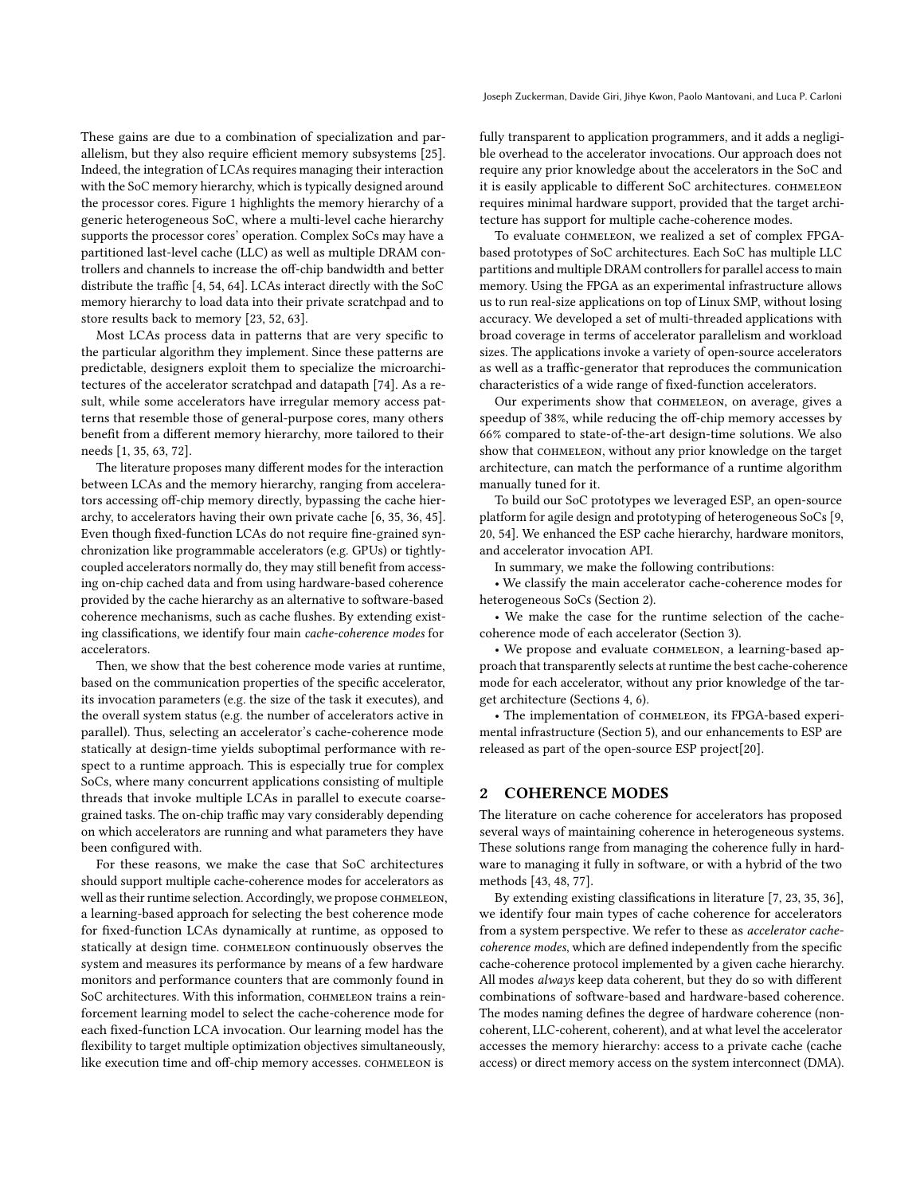These gains are due to a combination of specialization and parallelism, but they also require efficient memory subsystems [25]. Indeed, the integration of LCAs requires managing their interaction with the SoC memory hierarchy, which is typically designed around the processor cores. Figure 1 highlights the memory hierarchy of a generic heterogeneous SoC, where a multi-level cache hierarchy supports the processor cores' operation. Complex SoCs may have a partitioned last-level cache (LLC) as well as multiple DRAM controllers and channels to increase the off-chip bandwidth and better distribute the traffic [4, 54, 64]. LCAs interact directly with the SoC memory hierarchy to load data into their private scratchpad and to store results back to memory [23, 52, 63].

Most LCAs process data in patterns that are very specific to the particular algorithm they implement. Since these patterns are predictable, designers exploit them to specialize the microarchitectures of the accelerator scratchpad and datapath [74]. As a result, while some accelerators have irregular memory access patterns that resemble those of general-purpose cores, many others benefit from a different memory hierarchy, more tailored to their needs [1, 35, 63, 72].

The literature proposes many different modes for the interaction between LCAs and the memory hierarchy, ranging from accelerators accessing off-chip memory directly, bypassing the cache hierarchy, to accelerators having their own private cache [6, 35, 36, 45]. Even though fixed-function LCAs do not require fine-grained synchronization like programmable accelerators (e.g. GPUs) or tightly-coupled accelerators normally do, they may still benefit from accessing on-chip cached data and from using hardware-based coherence provided by the cache hierarchy as an alternative to software-based coherence mechanisms, such as cache flushes. By extending existing classifications, we identify four main *cache-coherence modes* for accelerators.

Then, we show that the best coherence mode varies at runtime, based on the communication properties of the specific accelerator, its invocation parameters (e.g. the size of the task it executes), and the overall system status (e.g. the number of accelerators active in parallel). Thus, selecting an accelerator's cache-coherence mode statically at design-time yields suboptimal performance with respect to a runtime approach. This is especially true for complex SoCs, where many concurrent applications consisting of multiple threads that invoke multiple LCAs in parallel to execute coarse-grained tasks. The on-chip traffic may vary considerably depending on which accelerators are running and what parameters they have been configured with.

For these reasons, we make the case that SoC architectures should support multiple cache-coherence modes for accelerators as well as their runtime selection. Accordingly, we propose COHMELEON, a learning-based approach for selecting the best coherence mode for fixed-function LCAs dynamically at runtime, as opposed to statically at design time. COHMELEON continuously observes the system and measures its performance by means of a few hardware monitors and performance counters that are commonly found in SoC architectures. With this information, COHMELEON trains a reinforcement learning model to select the cache-coherence mode for each fixed-function LCA invocation. Our learning model has the flexibility to target multiple optimization objectives simultaneously, like execution time and off-chip memory accesses. COHMELEON is fully transparent to application programmers, and it adds a negligible overhead to the accelerator invocations. Our approach does not require any prior knowledge about the accelerators in the SoC and it is easily applicable to different SoC architectures. COHMELEON requires minimal hardware support, provided that the target architecture has support for multiple cache-coherence modes.

To evaluate COHMELEON, we realized a set of complex FPGA-based prototypes of SoC architectures. Each SoC has multiple LLC partitions and multiple DRAM controllers for parallel access to main memory. Using the FPGA as an experimental infrastructure allows us to run real-size applications on top of Linux SMP, without losing accuracy. We developed a set of multi-threaded applications with broad coverage in terms of accelerator parallelism and workload sizes. The applications invoke a variety of open-source accelerators as well as a traffic-generator that reproduces the communication characteristics of a wide range of fixed-function accelerators.

Our experiments show that COHMELEON, on average, gives a speedup of 38%, while reducing the off-chip memory accesses by 66% compared to state-of-the-art design-time solutions. We also show that COHMELEON, without any prior knowledge on the target architecture, can match the performance of a runtime algorithm manually tuned for it.

To build our SoC prototypes we leveraged ESP, an open-source platform for agile design and prototyping of heterogeneous SoCs [9, 20, 54]. We enhanced the ESP cache hierarchy, hardware monitors, and accelerator invocation API.

In summary, we make the following contributions:

- We classify the main accelerator cache-coherence modes for heterogeneous SoCs (Section 2).
- We make the case for the runtime selection of the cache-coherence mode of each accelerator (Section 3).
- We propose and evaluate COHMELEON, a learning-based approach that transparently selects at runtime the best cache-coherence mode for each accelerator, without any prior knowledge of the target architecture (Sections 4, 6).
- The implementation of COHMELEON, its FPGA-based experimental infrastructure (Section 5), and our enhancements to ESP are released as part of the open-source ESP project[20].

## 2 COHERENCE MODES

The literature on cache coherence for accelerators has proposed several ways of maintaining coherence in heterogeneous systems. These solutions range from managing the coherence fully in hardware to managing it fully in software, or with a hybrid of the two methods [43, 48, 77].

By extending existing classifications in literature [7, 23, 35, 36], we identify four main types of cache coherence for accelerators from a system perspective. We refer to these as *accelerator cache-coherence modes*, which are defined independently from the specific cache-coherence protocol implemented by a given cache hierarchy. All modes *always* keep data coherent, but they do so with different combinations of software-based and hardware-based coherence. The modes naming defines the degree of hardware coherence (non-coherent, LLC-coherent, coherent), and at what level the accelerator accesses the memory hierarchy: access to a private cache (cache access) or direct memory access on the system interconnect (DMA).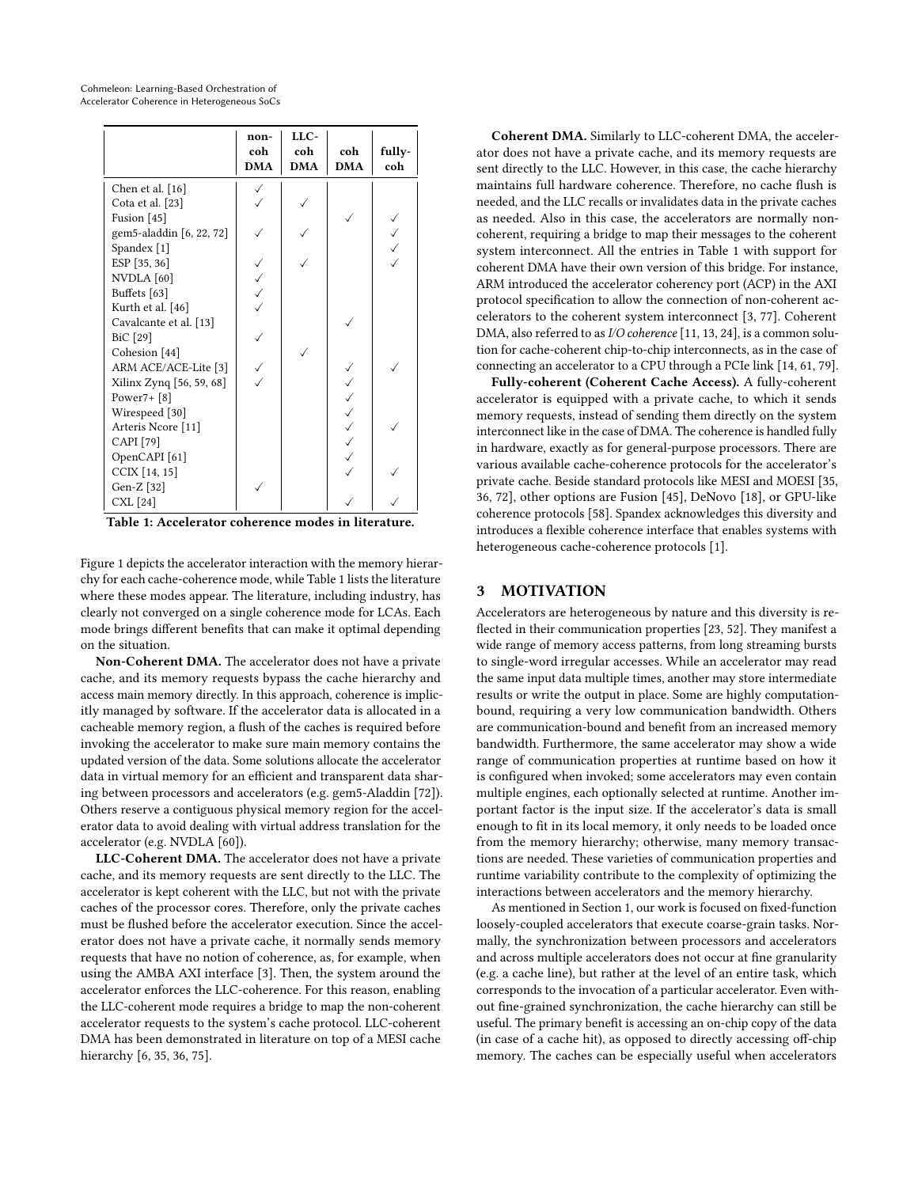|  | non-coh DMA | LLC-coh DMA | coh DMA | fully-coh |
|---|---|---|---|---|
| Chen et al. [16] | ✓ |  |  |  |
| Cota et al. [23] | ✓ | ✓ |  |  |
| Fusion [45] |  |  | ✓ | ✓ |
| gem5-aladdin [6, 22, 72] | ✓ | ✓ |  | ✓ |
| Spandex [1] |  |  |  | ✓ |
| ESP [35, 36] | ✓ | ✓ |  | ✓ |
| NVDLA [60] | ✓ |  |  |  |
| Buffets [63] | ✓ |  |  |  |
| Kurth et al. [46] | ✓ |  |  |  |
| Cavalcante et al. [13] |  |  | ✓ |  |
| BiC [29] | ✓ |  |  |  |
| Cohesion [44] |  | ✓ |  |  |
| ARM ACE/ACE-Lite [3] | ✓ |  | ✓ | ✓ |
| Xilinx Zynq [56, 59, 68] | ✓ |  | ✓ |  |
| Power7+ [8] |  |  | ✓ |  |
| Wirespeed [30] |  |  | ✓ |  |
| Arteris Ncore [11] |  |  | ✓ | ✓ |
| CAPI [79] |  |  | ✓ |  |
| OpenCAPI [61] |  |  | ✓ |  |
| CCIX [14, 15] |  |  | ✓ | ✓ |
| Gen-Z [32] | ✓ |  |  |  |
| CXL [24] |  |  | ✓ | ✓ |

**Table 1: Accelerator coherence modes in literature.**

Figure 1 depicts the accelerator interaction with the memory hierarchy for each cache-coherence mode, while Table 1 lists the literature where these modes appear. The literature, including industry, has clearly not converged on a single coherence mode for LCAs. Each mode brings different benefits that can make it optimal depending on the situation.

**Non-Coherent DMA.** The accelerator does not have a private cache, and its memory requests bypass the cache hierarchy and access main memory directly. In this approach, coherence is implicitly managed by software. If the accelerator data is allocated in a cacheable memory region, a flush of the caches is required before invoking the accelerator to make sure main memory contains the updated version of the data. Some solutions allocate the accelerator data in virtual memory for an efficient and transparent data sharing between processors and accelerators (e.g. gem5-Aladdin [72]). Others reserve a contiguous physical memory region for the accelerator data to avoid dealing with virtual address translation for the accelerator (e.g. NVDLA [60]).

**LLC-Coherent DMA.** The accelerator does not have a private cache, and its memory requests are sent directly to the LLC. The accelerator is kept coherent with the LLC, but not with the private caches of the processor cores. Therefore, only the private caches must be flushed before the accelerator execution. Since the accelerator does not have a private cache, it normally sends memory requests that have no notion of coherence, as, for example, when using the AMBA AXI interface [3]. Then, the system around the accelerator enforces the LLC-coherence. For this reason, enabling the LLC-coherent mode requires a bridge to map the non-coherent accelerator requests to the system's cache protocol. LLC-coherent DMA has been demonstrated in literature on top of a MESI cache hierarchy [6, 35, 36, 75].

**Coherent DMA.** Similarly to LLC-coherent DMA, the accelerator does not have a private cache, and its memory requests are sent directly to the LLC. However, in this case, the cache hierarchy maintains full hardware coherence. Therefore, no cache flush is needed, and the LLC recalls or invalidates data in the private caches as needed. Also in this case, the accelerators are normally non-coherent, requiring a bridge to map their messages to the coherent system interconnect. All the entries in Table 1 with support for coherent DMA have their own version of this bridge. For instance, ARM introduced the accelerator coherency port (ACP) in the AXI protocol specification to allow the connection of non-coherent accelerators to the coherent system interconnect [3, 77]. Coherent DMA, also referred to as *I/O coherence* [11, 13, 24], is a common solution for cache-coherent chip-to-chip interconnects, as in the case of connecting an accelerator to a CPU through a PCIe link [14, 61, 79].

**Fully-coherent (Coherent Cache Access).** A fully-coherent accelerator is equipped with a private cache, to which it sends memory requests, instead of sending them directly on the system interconnect like in the case of DMA. The coherence is handled fully in hardware, exactly as for general-purpose processors. There are various available cache-coherence protocols for the accelerator's private cache. Beside standard protocols like MESI and MOESI [35, 36, 72], other options are Fusion [45], DeNovo [18], or GPU-like coherence protocols [58]. Spandex acknowledges this diversity and introduces a flexible coherence interface that enables systems with heterogeneous cache-coherence protocols [1].

## 3 MOTIVATION

Accelerators are heterogeneous by nature and this diversity is reflected in their communication properties [23, 52]. They manifest a wide range of memory access patterns, from long streaming bursts to single-word irregular accesses. While an accelerator may read the same input data multiple times, another may store intermediate results or write the output in place. Some are highly computation-bound, requiring a very low communication bandwidth. Others are communication-bound and benefit from an increased memory bandwidth. Furthermore, the same accelerator may show a wide range of communication properties at runtime based on how it is configured when invoked; some accelerators may even contain multiple engines, each optionally selected at runtime. Another important factor is the input size. If the accelerator's data is small enough to fit in its local memory, it only needs to be loaded once from the memory hierarchy; otherwise, many memory transactions are needed. These varieties of communication properties and runtime variability contribute to the complexity of optimizing the interactions between accelerators and the memory hierarchy.

As mentioned in Section 1, our work is focused on fixed-function loosely-coupled accelerators that execute coarse-grain tasks. Normally, the synchronization between processors and accelerators and across multiple accelerators does not occur at fine granularity (e.g. a cache line), but rather at the level of an entire task, which corresponds to the invocation of a particular accelerator. Even without fine-grained synchronization, the cache hierarchy can still be useful. The primary benefit is accessing an on-chip copy of the data (in case of a cache hit), as opposed to directly accessing off-chip memory. The caches can be especially useful when accelerators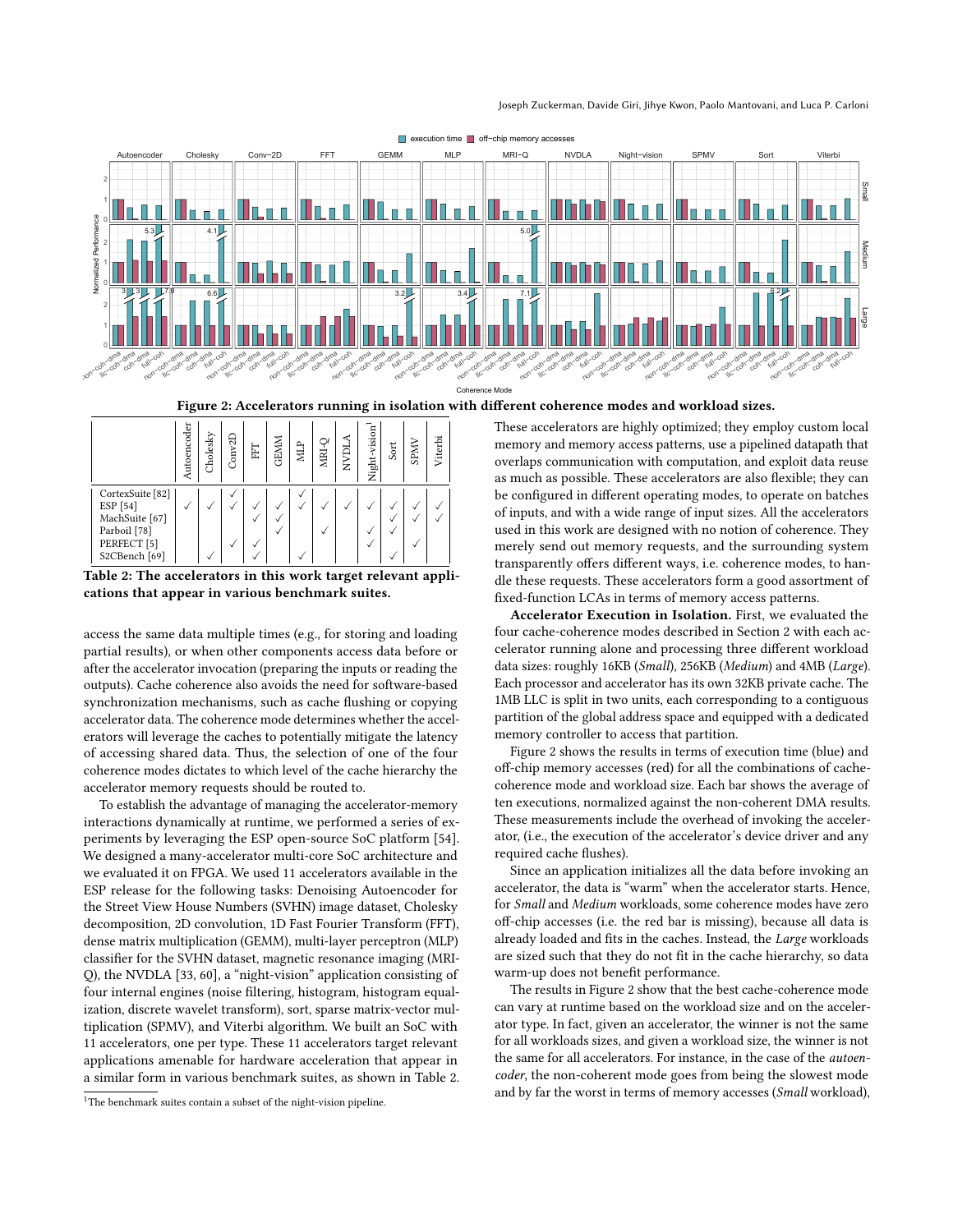Figure 2: Accelerators running in isolation with different coherence modes and workload sizes.

| | Autoencoder | Cholesky | Conv2D | FFT | GEMM | MLP | MRI-Q | NVDLA | Night-vision[1] | Sort | SPMV | Viterbi |
|---|---|---|---|---|---|---|---|---|---|---|---|---|
| CortexSuite [82] | | | ✓ | | | ✓ | | | | | | |
| ESP [54] | ✓ | ✓ | ✓ | ✓ | ✓ | ✓ | ✓ | ✓ | ✓ | ✓ | ✓ | ✓ |
| MachSuite [67] | | | | ✓ | ✓ | | | | | ✓ | ✓ | ✓ |
| Parboil [78] | | | | | ✓ | | ✓ | | ✓ | ✓ | | |
| PERFECT [5] | | | ✓ | ✓ | | | | | ✓ | | ✓ | |
| S2CBench [69] | | ✓ | | ✓ | | ✓ | | | | ✓ | | |

**Table 2: The accelerators in this work target relevant applications that appear in various benchmark suites.**

access the same data multiple times (e.g., for storing and loading partial results), or when other components access data before or after the accelerator invocation (preparing the inputs or reading the outputs). Cache coherence also avoids the need for software-based synchronization mechanisms, such as cache flushing or copying accelerator data. The coherence mode determines whether the accelerators will leverage the caches to potentially mitigate the latency of accessing shared data. Thus, the selection of one of the four coherence modes dictates to which level of the cache hierarchy the accelerator memory requests should be routed to.

To establish the advantage of managing the accelerator-memory interactions dynamically at runtime, we performed a series of experiments by leveraging the ESP open-source SoC platform [54]. We designed a many-accelerator multi-core SoC architecture and we evaluated it on FPGA. We used 11 accelerators available in the ESP release for the following tasks: Denoising Autoencoder for the Street View House Numbers (SVHN) image dataset, Cholesky decomposition, 2D convolution, 1D Fast Fourier Transform (FFT), dense matrix multiplication (GEMM), multi-layer perceptron (MLP) classifier for the SVHN dataset, magnetic resonance imaging (MRI-Q), the NVDLA [33, 60], a "night-vision" application consisting of four internal engines (noise filtering, histogram, histogram equalization, discrete wavelet transform), sort, sparse matrix-vector multiplication (SPMV), and Viterbi algorithm. We built an SoC with 11 accelerators, one per type. These 11 accelerators target relevant applications amenable for hardware acceleration that appear in a similar form in various benchmark suites, as shown in Table 2. These accelerators are highly optimized; they employ custom local memory and memory access patterns, use a pipelined datapath that overlaps communication with computation, and exploit data reuse as much as possible. These accelerators are also flexible; they can be configured in different operating modes, to operate on batches of inputs, and with a wide range of input sizes. All the accelerators used in this work are designed with no notion of coherence. They merely send out memory requests, and the surrounding system transparently offers different ways, i.e. coherence modes, to handle these requests. These accelerators form a good assortment of fixed-function LCAs in terms of memory access patterns.

**Accelerator Execution in Isolation.** First, we evaluated the four cache-coherence modes described in Section 2 with each accelerator running alone and processing three different workload data sizes: roughly 16KB (*Small*), 256KB (*Medium*) and 4MB (*Large*). Each processor and accelerator has its own 32KB private cache. The 1MB LLC is split in two units, each corresponding to a contiguous partition of the global address space and equipped with a dedicated memory controller to access that partition.

Figure 2 shows the results in terms of execution time (blue) and off-chip memory accesses (red) for all the combinations of cache-coherence mode and workload size. Each bar shows the average of ten executions, normalized against the non-coherent DMA results. These measurements include the overhead of invoking the accelerator, (i.e., the execution of the accelerator's device driver and any required cache flushes).

Since an application initializes all the data before invoking an accelerator, the data is "warm" when the accelerator starts. Hence, for *Small* and *Medium* workloads, some coherence modes have zero off-chip accesses (i.e. the red bar is missing), because all data is already loaded and fits in the caches. Instead, the *Large* workloads are sized such that they do not fit in the cache hierarchy, so data warm-up does not benefit performance.

The results in Figure 2 show that the best cache-coherence mode can vary at runtime based on the workload size and on the accelerator type. In fact, given an accelerator, the winner is not the same for all workloads sizes, and given a workload size, the winner is not the same for all accelerators. For instance, in the case of the *autoencoder*, the non-coherent mode goes from being the slowest mode and by far the worst in terms of memory accesses (*Small* workload),

[1] The benchmark suites contain a subset of the night-vision pipeline.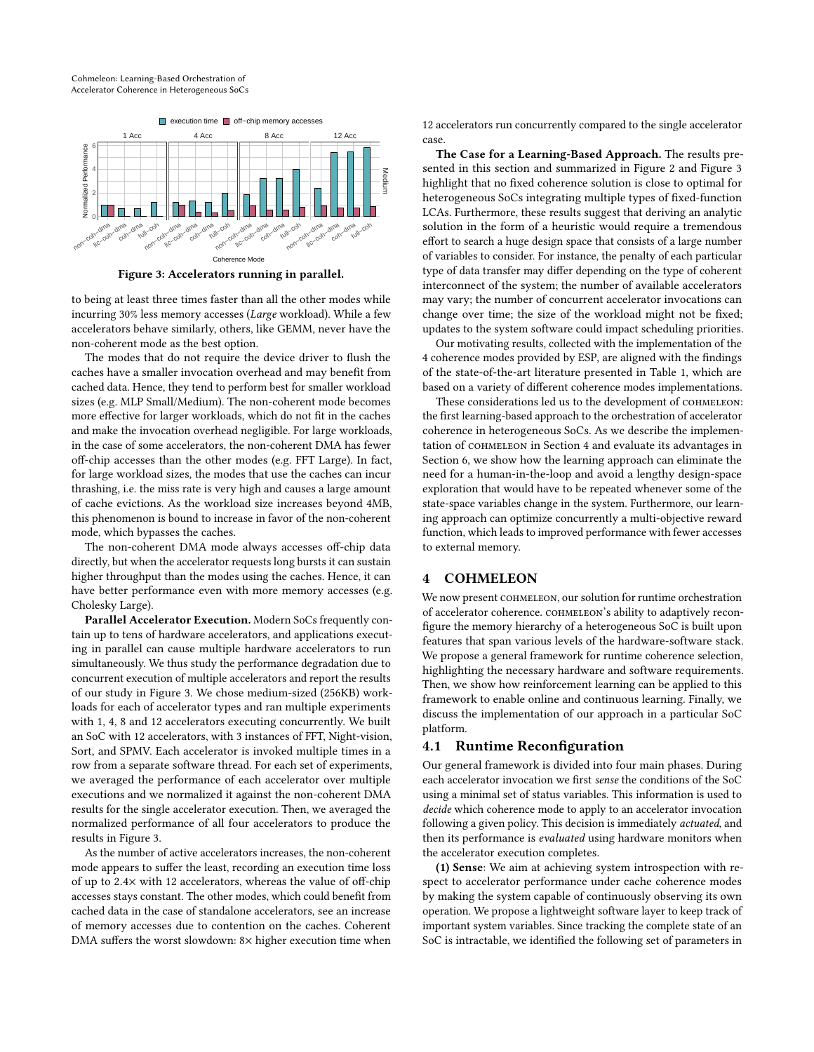Figure 3: Accelerators running in parallel.

to being at least three times faster than all the other modes while incurring 30% less memory accesses (*Large* workload). While a few accelerators behave similarly, others, like GEMM, never have the non-coherent mode as the best option.

The modes that do not require the device driver to flush the caches have a smaller invocation overhead and may benefit from cached data. Hence, they tend to perform best for smaller workload sizes (e.g. MLP Small/Medium). The non-coherent mode becomes more effective for larger workloads, which do not fit in the caches and make the invocation overhead negligible. For large workloads, in the case of some accelerators, the non-coherent DMA has fewer off-chip accesses than the other modes (e.g. FFT Large). In fact, for large workload sizes, the modes that use the caches can incur thrashing, i.e. the miss rate is very high and causes a large amount of cache evictions. As the workload size increases beyond 4MB, this phenomenon is bound to increase in favor of the non-coherent mode, which bypasses the caches.

The non-coherent DMA mode always accesses off-chip data directly, but when the accelerator requests long bursts it can sustain higher throughput than the modes using the caches. Hence, it can have better performance even with more memory accesses (e.g. Cholesky Large).

**Parallel Accelerator Execution.** Modern SoCs frequently contain up to tens of hardware accelerators, and applications executing in parallel can cause multiple hardware accelerators to run simultaneously. We thus study the performance degradation due to concurrent execution of multiple accelerators and report the results of our study in Figure 3. We chose medium-sized (256KB) workloads for each of accelerator types and ran multiple experiments with 1, 4, 8 and 12 accelerators executing concurrently. We built an SoC with 12 accelerators, with 3 instances of FFT, Night-vision, Sort, and SPMV. Each accelerator is invoked multiple times in a row from a separate software thread. For each set of experiments, we averaged the performance of each accelerator over multiple executions and we normalized it against the non-coherent DMA results for the single accelerator execution. Then, we averaged the normalized performance of all four accelerators to produce the results in Figure 3.

As the number of active accelerators increases, the non-coherent mode appears to suffer the least, recording an execution time loss of up to 2.4× with 12 accelerators, whereas the value of off-chip accesses stays constant. The other modes, which could benefit from cached data in the case of standalone accelerators, see an increase of memory accesses due to contention on the caches. Coherent DMA suffers the worst slowdown: 8× higher execution time when 12 accelerators run concurrently compared to the single accelerator case.

**The Case for a Learning-Based Approach.** The results presented in this section and summarized in Figure 2 and Figure 3 highlight that no fixed coherence solution is close to optimal for heterogeneous SoCs integrating multiple types of fixed-function LCAs. Furthermore, these results suggest that deriving an analytic solution in the form of a heuristic would require a tremendous effort to search a huge design space that consists of a large number of variables to consider. For instance, the penalty of each particular type of data transfer may differ depending on the type of coherent interconnect of the system; the number of available accelerators may vary; the number of concurrent accelerator invocations can change over time; the size of the workload might not be fixed; updates to the system software could impact scheduling priorities.

Our motivating results, collected with the implementation of the 4 coherence modes provided by ESP, are aligned with the findings of the state-of-the-art literature presented in Table 1, which are based on a variety of different coherence modes implementations.

These considerations led us to the development of COHMELEON: the first learning-based approach to the orchestration of accelerator coherence in heterogeneous SoCs. As we describe the implementation of COHMELEON in Section 4 and evaluate its advantages in Section 6, we show how the learning approach can eliminate the need for a human-in-the-loop and avoid a lengthy design-space exploration that would have to be repeated whenever some of the state-space variables change in the system. Furthermore, our learning approach can optimize concurrently a multi-objective reward function, which leads to improved performance with fewer accesses to external memory.

# 4 COHMELEON

We now present COHMELEON, our solution for runtime orchestration of accelerator coherence. COHMELEON's ability to adaptively reconfigure the memory hierarchy of a heterogeneous SoC is built upon features that span various levels of the hardware-software stack. We propose a general framework for runtime coherence selection, highlighting the necessary hardware and software requirements. Then, we show how reinforcement learning can be applied to this framework to enable online and continuous learning. Finally, we discuss the implementation of our approach in a particular SoC platform.

## 4.1 Runtime Reconfiguration

Our general framework is divided into four main phases. During each accelerator invocation we first *sense* the conditions of the SoC using a minimal set of status variables. This information is used to *decide* which coherence mode to apply to an accelerator invocation following a given policy. This decision is immediately *actuated*, and then its performance is *evaluated* using hardware monitors when the accelerator execution completes.

**(1) Sense**: We aim at achieving system introspection with respect to accelerator performance under cache coherence modes by making the system capable of continuously observing its own operation. We propose a lightweight software layer to keep track of important system variables. Since tracking the complete state of an SoC is intractable, we identified the following set of parameters in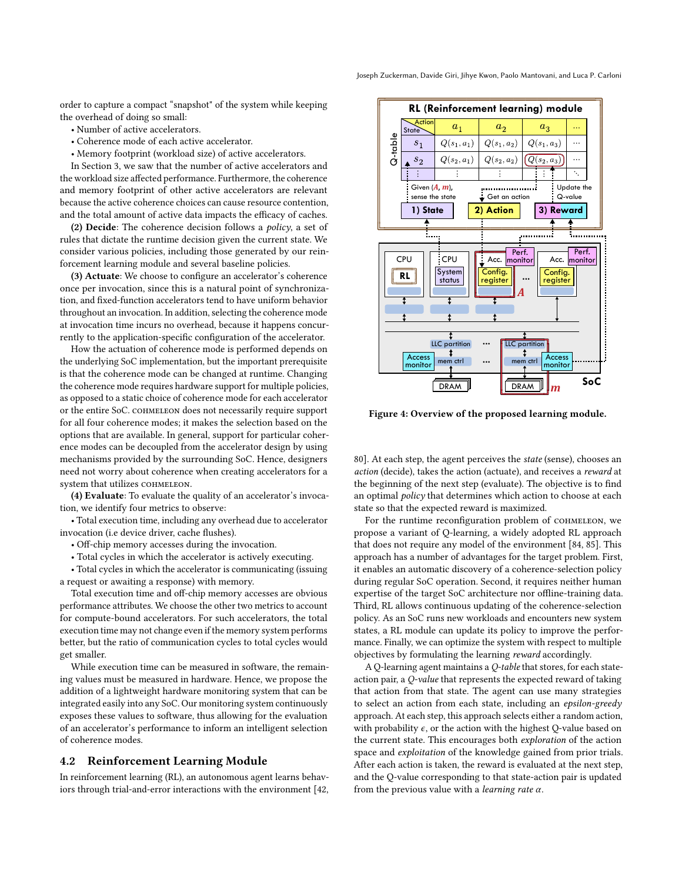order to capture a compact "snapshot" of the system while keeping the overhead of doing so small:

- Number of active accelerators.
- Coherence mode of each active accelerator.
- Memory footprint (workload size) of active accelerators.

In Section 3, we saw that the number of active accelerators and the workload size affected performance. Furthermore, the coherence and memory footprint of other active accelerators are relevant because the active coherence choices can cause resource contention, and the total amount of active data impacts the efficacy of caches.

**(2) Decide**: The coherence decision follows a *policy*, a set of rules that dictate the runtime decision given the current state. We consider various policies, including those generated by our reinforcement learning module and several baseline policies.

**(3) Actuate**: We choose to configure an accelerator's coherence once per invocation, since this is a natural point of synchronization, and fixed-function accelerators tend to have uniform behavior throughout an invocation. In addition, selecting the coherence mode at invocation time incurs no overhead, because it happens concurrently to the application-specific configuration of the accelerator.

How the actuation of coherence mode is performed depends on the underlying SoC implementation, but the important prerequisite is that the coherence mode can be changed at runtime. Changing the coherence mode requires hardware support for multiple policies, as opposed to a static choice of coherence mode for each accelerator or the entire SoC. COHMELEON does not necessarily require support for all four coherence modes; it makes the selection based on the options that are available. In general, support for particular coherence modes can be decoupled from the accelerator design by using mechanisms provided by the surrounding SoC. Hence, designers need not worry about coherence when creating accelerators for a system that utilizes COHMELEON.

**(4) Evaluate**: To evaluate the quality of an accelerator's invocation, we identify four metrics to observe:

- Total execution time, including any overhead due to accelerator invocation (i.e device driver, cache flushes).
- Off-chip memory accesses during the invocation.
- Total cycles in which the accelerator is actively executing.
- Total cycles in which the accelerator is communicating (issuing a request or awaiting a response) with memory.

Total execution time and off-chip memory accesses are obvious performance attributes. We choose the other two metrics to account for compute-bound accelerators. For such accelerators, the total execution time may not change even if the memory system performs better, but the ratio of communication cycles to total cycles would get smaller.

While execution time can be measured in software, the remaining values must be measured in hardware. Hence, we propose the addition of a lightweight hardware monitoring system that can be integrated easily into any SoC. Our monitoring system continuously exposes these values to software, thus allowing for the evaluation of an accelerator's performance to inform an intelligent selection of coherence modes.

## 4.2 Reinforcement Learning Module

In reinforcement learning (RL), an autonomous agent learns behaviors through trial-and-error interactions with the environment [42, 80]. At each step, the agent perceives the *state* (sense), chooses an *action* (decide), takes the action (actuate), and receives a *reward* at the beginning of the next step (evaluate). The objective is to find an optimal *policy* that determines which action to choose at each state so that the expected reward is maximized.

Figure 4: Overview of the proposed learning module.

For the runtime reconfiguration problem of COHMELEON, we propose a variant of Q-learning, a widely adopted RL approach that does not require any model of the environment [84, 85]. This approach has a number of advantages for the target problem. First, it enables an automatic discovery of a coherence-selection policy during regular SoC operation. Second, it requires neither human expertise of the target SoC architecture nor offline-training data. Third, RL allows continuous updating of the coherence-selection policy. As an SoC runs new workloads and encounters new system states, a RL module can update its policy to improve the performance. Finally, we can optimize the system with respect to multiple objectives by formulating the learning *reward* accordingly.

A Q-learning agent maintains a *Q-table* that stores, for each state-action pair, a *Q-value* that represents the expected reward of taking that action from that state. The agent can use many strategies to select an action from each state, including an *epsilon-greedy* approach. At each step, this approach selects either a random action, with probability $\epsilon$, or the action with the highest Q-value based on the current state. This encourages both *exploration* of the action space and *exploitation* of the knowledge gained from prior trials. After each action is taken, the reward is evaluated at the next step, and the Q-value corresponding to that state-action pair is updated from the previous value with a *learning rate* $\alpha$.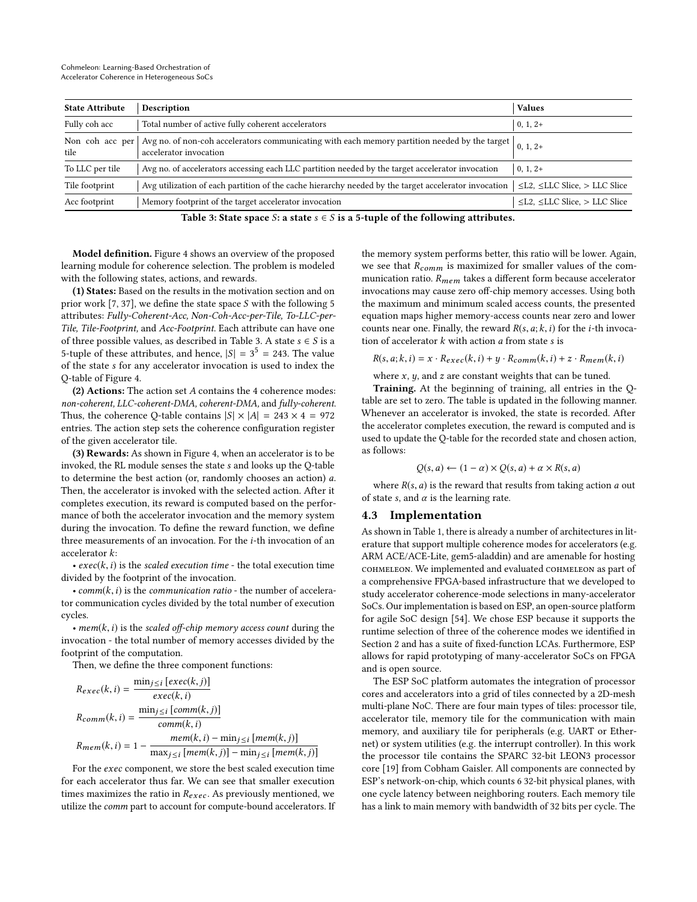| State Attribute | Description | Values |
|---|---|---|
| Fully coh acc | Total number of active fully coherent accelerators | 0, 1, 2+ |
| Non coh acc per tile | Avg no. of non-coh accelerators communicating with each memory partition needed by the target accelerator invocation | 0, 1, 2+ |
| To LLC per tile | Avg no. of accelerators accessing each LLC partition needed by the target accelerator invocation | 0, 1, 2+ |
| Tile footprint | Avg utilization of each partition of the cache hierarchy needed by the target accelerator invocation | ≤L2, ≤LLC Slice, > LLC Slice |
| Acc footprint | Memory footprint of the target accelerator invocation | ≤L2, ≤LLC Slice, > LLC Slice |

**Table 3: State space $S$: a state $s \in S$ is a 5-tuple of the following attributes.**

**Model definition.** Figure 4 shows an overview of the proposed learning module for coherence selection. The problem is modeled with the following states, actions, and rewards.

**(1) States:** Based on the results in the motivation section and on prior work [7, 37], we define the state space $S$ with the following 5 attributes: *Fully-Coherent-Acc, Non-Coh-Acc-per-Tile, To-LLC-per-Tile, Tile-Footprint,* and *Acc-Footprint*. Each attribute can have one of three possible values, as described in Table 3. A state $s \in S$ is a 5-tuple of these attributes, and hence, $|S| = 3^5 = 243$. The value of the state $s$ for any accelerator invocation is used to index the Q-table of Figure 4.

**(2) Actions:** The action set $A$ contains the 4 coherence modes: *non-coherent, LLC-coherent-DMA, coherent-DMA,* and *fully-coherent*. Thus, the coherence Q-table contains $|S| \times |A| = 243 \times 4 = 972$ entries. The action step sets the coherence configuration register of the given accelerator tile.

**(3) Rewards:** As shown in Figure 4, when an accelerator is to be invoked, the RL module senses the state $s$ and looks up the Q-table to determine the best action (or, randomly chooses an action) $a$. Then, the accelerator is invoked with the selected action. After it completes execution, its reward is computed based on the performance of both the accelerator invocation and the memory system during the invocation. To define the reward function, we define three measurements of an invocation. For the $i$-th invocation of an accelerator $k$:

- $exec(k, i)$ is the *scaled execution time* - the total execution time divided by the footprint of the invocation.
- $comm(k, i)$ is the *communication ratio* - the number of accelerator communication cycles divided by the total number of execution cycles.
- $mem(k, i)$ is the *scaled off-chip memory access count* during the invocation - the total number of memory accesses divided by the footprint of the computation.

Then, we define the three component functions:

$$R_{exec}(k,i) = \frac{\min_{j \le i}\,[exec(k,j)]}{exec(k,i)}$$

$$R_{comm}(k,i) = \frac{\min_{j \le i}\,[comm(k,j)]}{comm(k,i)}$$

$$R_{mem}(k,i) = 1 - \frac{mem(k,i) - \min_{j \le i}\,[mem(k,j)]}{\max_{j \le i}\,[mem(k,j)] - \min_{j \le i}\,[mem(k,j)]}$$

For the *exec* component, we store the best scaled execution time for each accelerator thus far. We can see that smaller execution times maximizes the ratio in $R_{exec}$. As previously mentioned, we utilize the *comm* part to account for compute-bound accelerators. If the memory system performs better, this ratio will be lower. Again, we see that $R_{comm}$ is maximized for smaller values of the communication ratio. $R_{mem}$ takes a different form because accelerator invocations may cause zero off-chip memory accesses. Using both the maximum and minimum scaled access counts, the presented equation maps higher memory-access counts near zero and lower counts near one. Finally, the reward $R(s, a; k, i)$ for the $i$-th invocation of accelerator $k$ with action $a$ from state $s$ is

$$R(s,a;k,i) = x \cdot R_{exec}(k,i) + y \cdot R_{comm}(k,i) + z \cdot R_{mem}(k,i)$$

where $x$, $y$, and $z$ are constant weights that can be tuned.

**Training.** At the beginning of training, all entries in the Q-table are set to zero. The table is updated in the following manner. Whenever an accelerator is invoked, the state is recorded. After the accelerator completes execution, the reward is computed and is used to update the Q-table for the recorded state and chosen action, as follows:

$$Q(s,a) \leftarrow (1-\alpha) \times Q(s,a) + \alpha \times R(s,a)$$

where $R(s, a)$ is the reward that results from taking action $a$ out of state $s$, and $\alpha$ is the learning rate.

### 4.3 Implementation

As shown in Table 1, there is already a number of architectures in literature that support multiple coherence modes for accelerators (e.g. ARM ACE/ACE-Lite, gem5-aladdin) and are amenable for hosting COHMELEON. We implemented and evaluated COHMELEON as part of a comprehensive FPGA-based infrastructure that we developed to study accelerator coherence-mode selections in many-accelerator SoCs. Our implementation is based on ESP, an open-source platform for agile SoC design [54]. We chose ESP because it supports the runtime selection of three of the coherence modes we identified in Section 2 and has a suite of fixed-function LCAs. Furthermore, ESP allows for rapid prototyping of many-accelerator SoCs on FPGA and is open source.

The ESP SoC platform automates the integration of processor cores and accelerators into a grid of tiles connected by a 2D-mesh multi-plane NoC. There are four main types of tiles: processor tile, accelerator tile, memory tile for the communication with main memory, and auxiliary tile for peripherals (e.g. UART or Ethernet) or system utilities (e.g. the interrupt controller). In this work the processor tile contains the SPARC 32-bit LEON3 processor core [19] from Cobham Gaisler. All components are connected by ESP's network-on-chip, which counts 6 32-bit physical planes, with one cycle latency between neighboring routers. Each memory tile has a link to main memory with bandwidth of 32 bits per cycle. The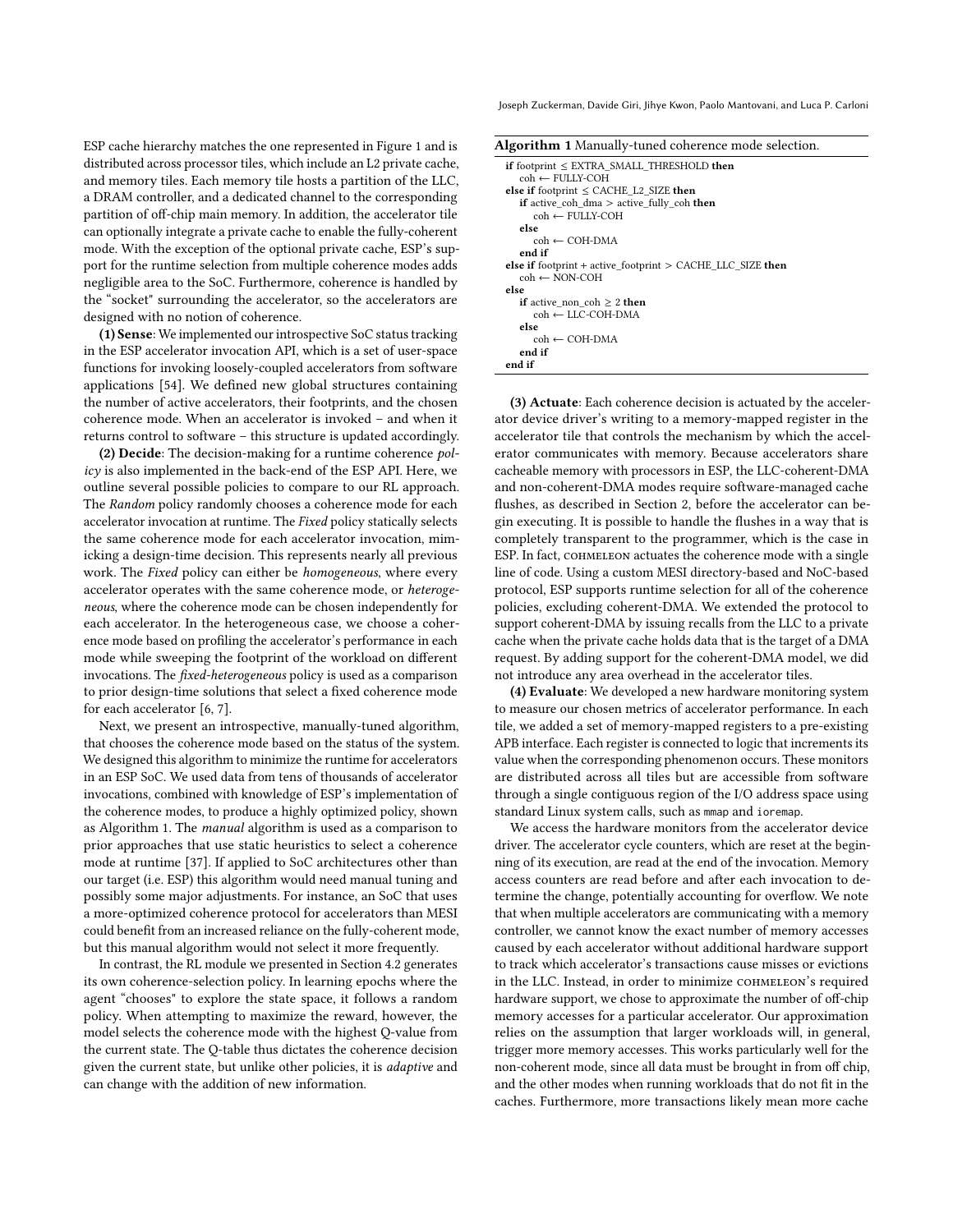ESP cache hierarchy matches the one represented in Figure 1 and is distributed across processor tiles, which include an L2 private cache, and memory tiles. Each memory tile hosts a partition of the LLC, a DRAM controller, and a dedicated channel to the corresponding partition of off-chip main memory. In addition, the accelerator tile can optionally integrate a private cache to enable the fully-coherent mode. With the exception of the optional private cache, ESP's support for the runtime selection from multiple coherence modes adds negligible area to the SoC. Furthermore, coherence is handled by the "socket" surrounding the accelerator, so the accelerators are designed with no notion of coherence.

**(1) Sense**: We implemented our introspective SoC status tracking in the ESP accelerator invocation API, which is a set of user-space functions for invoking loosely-coupled accelerators from software applications [54]. We defined new global structures containing the number of active accelerators, their footprints, and the chosen coherence mode. When an accelerator is invoked – and when it returns control to software – this structure is updated accordingly.

**(2) Decide**: The decision-making for a runtime coherence *policy* is also implemented in the back-end of the ESP API. Here, we outline several possible policies to compare to our RL approach. The *Random* policy randomly chooses a coherence mode for each accelerator invocation at runtime. The *Fixed* policy statically selects the same coherence mode for each accelerator invocation, mimicking a design-time decision. This represents nearly all previous work. The *Fixed* policy can either be *homogeneous*, where every accelerator operates with the same coherence mode, or *heterogeneous*, where the coherence mode can be chosen independently for each accelerator. In the heterogeneous case, we choose a coherence mode based on profiling the accelerator's performance in each mode while sweeping the footprint of the workload on different invocations. The *fixed-heterogeneous* policy is used as a comparison to prior design-time solutions that select a fixed coherence mode for each accelerator [6, 7].

Next, we present an introspective, manually-tuned algorithm, that chooses the coherence mode based on the status of the system. We designed this algorithm to minimize the runtime for accelerators in an ESP SoC. We used data from tens of thousands of accelerator invocations, combined with knowledge of ESP's implementation of the coherence modes, to produce a highly optimized policy, shown as Algorithm 1. The *manual* algorithm is used as a comparison to prior approaches that use static heuristics to select a coherence mode at runtime [37]. If applied to SoC architectures other than our target (i.e. ESP) this algorithm would need manual tuning and possibly some major adjustments. For instance, an SoC that uses a more-optimized coherence protocol for accelerators than MESI could benefit from an increased reliance on the fully-coherent mode, but this manual algorithm would not select it more frequently.

In contrast, the RL module we presented in Section 4.2 generates its own coherence-selection policy. In learning epochs where the agent "chooses" to explore the state space, it follows a random policy. When attempting to maximize the reward, however, the model selects the coherence mode with the highest Q-value from the current state. The Q-table thus dictates the coherence decision given the current state, but unlike other policies, it is *adaptive* and can change with the addition of new information.

**Algorithm 1** Manually-tuned coherence mode selection.

```
if footprint ≤ EXTRA_SMALL_THRESHOLD then
    coh ← FULLY-COH
else if footprint ≤ CACHE_L2_SIZE then
    if active_coh_dma > active_fully_coh then
        coh ← FULLY-COH
    else
        coh ← COH-DMA
    end if
else if footprint + active_footprint > CACHE_LLC_SIZE then
    coh ← NON-COH
else
    if active_non_coh ≥ 2 then
        coh ← LLC-COH-DMA
    else
        coh ← COH-DMA
    end if
end if
```

**(3) Actuate**: Each coherence decision is actuated by the accelerator device driver's writing to a memory-mapped register in the accelerator tile that controls the mechanism by which the accelerator communicates with memory. Because accelerators share cacheable memory with processors in ESP, the LLC-coherent-DMA and non-coherent-DMA modes require software-managed cache flushes, as described in Section 2, before the accelerator can begin executing. It is possible to handle the flushes in a way that is completely transparent to the programmer, which is the case in ESP. In fact, COHMELEON actuates the coherence mode with a single line of code. Using a custom MESI directory-based and NoC-based protocol, ESP supports runtime selection for all of the coherence policies, excluding coherent-DMA. We extended the protocol to support coherent-DMA by issuing recalls from the LLC to a private cache when the private cache holds data that is the target of a DMA request. By adding support for the coherent-DMA model, we did not introduce any area overhead in the accelerator tiles.

**(4) Evaluate**: We developed a new hardware monitoring system to measure our chosen metrics of accelerator performance. In each tile, we added a set of memory-mapped registers to a pre-existing APB interface. Each register is connected to logic that increments its value when the corresponding phenomenon occurs. These monitors are distributed across all tiles but are accessible from software through a single contiguous region of the I/O address space using standard Linux system calls, such as `mmap` and `ioremap`.

We access the hardware monitors from the accelerator device driver. The accelerator cycle counters, which are reset at the beginning of its execution, are read at the end of the invocation. Memory access counters are read before and after each invocation to determine the change, potentially accounting for overflow. We note that when multiple accelerators are communicating with a memory controller, we cannot know the exact number of memory accesses caused by each accelerator without additional hardware support to track which accelerator's transactions cause misses or evictions in the LLC. Instead, in order to minimize COHMELEON's required hardware support, we chose to approximate the number of off-chip memory accesses for a particular accelerator. Our approximation relies on the assumption that larger workloads will, in general, trigger more memory accesses. This works particularly well for the non-coherent mode, since all data must be brought in from off chip, and the other modes when running workloads that do not fit in the caches. Furthermore, more transactions likely mean more cache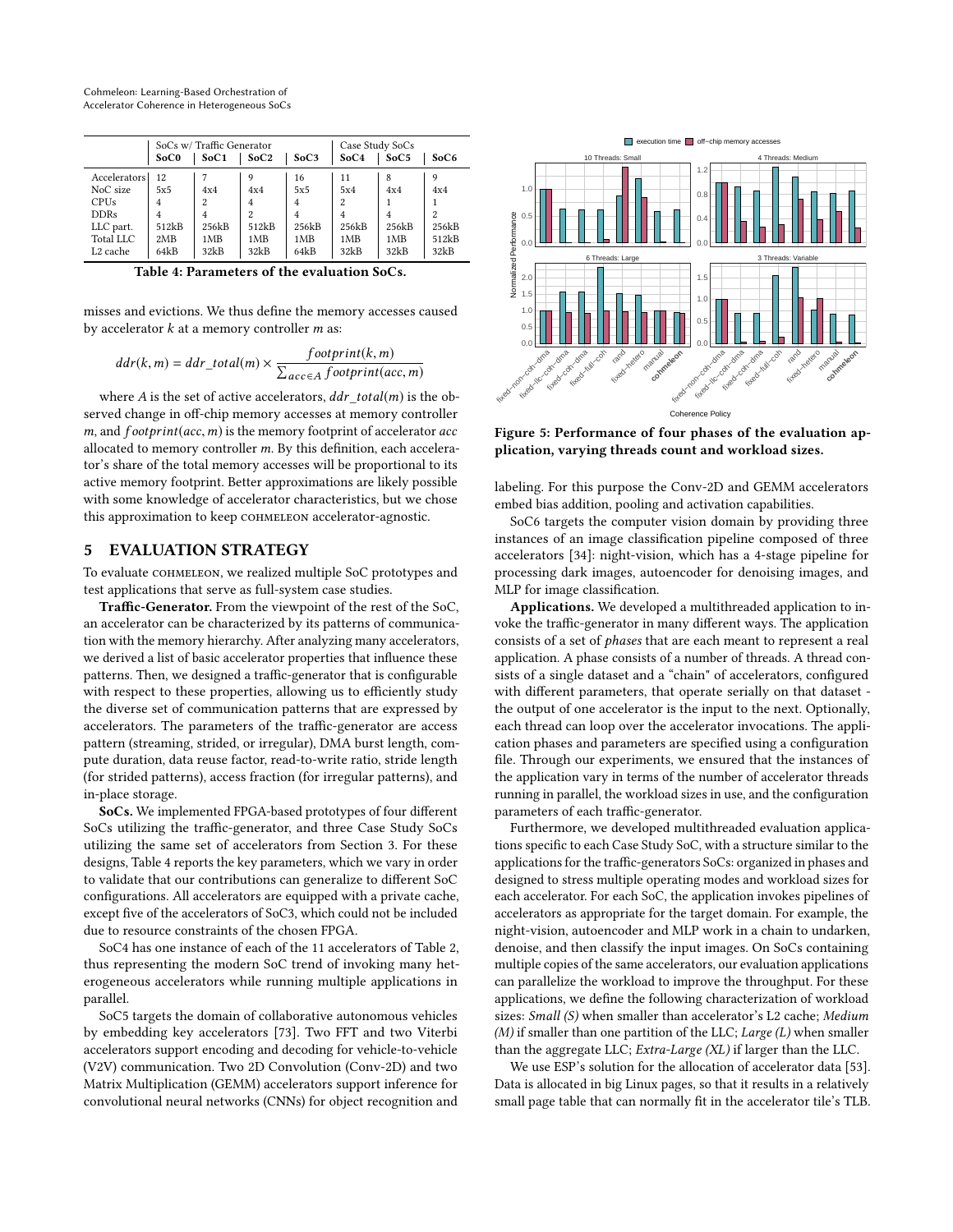| | SoCs w/ Traffic Generator | | | | Case Study SoCs | | |
|---|---|---|---|---|---|---|---|
| | **SoC0** | **SoC1** | **SoC2** | **SoC3** | **SoC4** | **SoC5** | **SoC6** |
| Accelerators | 12 | 7 | 9 | 16 | 11 | 8 | 9 |
| NoC size | 5x5 | 4x4 | 4x4 | 5x5 | 5x4 | 4x4 | 4x4 |
| CPUs | 4 | 2 | 4 | 4 | 2 | 1 | 1 |
| DDRs | 4 | 4 | 2 | 4 | 4 | 4 | 2 |
| LLC part. | 512kB | 256kB | 512kB | 256kB | 256kB | 256kB | 256kB |
| Total LLC | 2MB | 1MB | 1MB | 1MB | 1MB | 1MB | 512kB |
| L2 cache | 64kB | 32kB | 32kB | 64kB | 32kB | 32kB | 32kB |

**Table 4: Parameters of the evaluation SoCs.**

misses and evictions. We thus define the memory accesses caused by accelerator $k$ at a memory controller $m$ as:

$$ddr(k, m) = ddr\_total(m) \times \frac{footprint(k, m)}{\sum_{acc \in A} footprint(acc, m)}$$

where $A$ is the set of active accelerators, $ddr\_total(m)$ is the observed change in off-chip memory accesses at memory controller $m$, and $footprint(acc, m)$ is the memory footprint of accelerator $acc$ allocated to memory controller $m$. By this definition, each accelerator's share of the total memory accesses will be proportional to its active memory footprint. Better approximations are likely possible with some knowledge of accelerator characteristics, but we chose this approximation to keep COHMELEON accelerator-agnostic.

## 5 EVALUATION STRATEGY

To evaluate COHMELEON, we realized multiple SoC prototypes and test applications that serve as full-system case studies.

**Traffic-Generator.** From the viewpoint of the rest of the SoC, an accelerator can be characterized by its patterns of communication with the memory hierarchy. After analyzing many accelerators, we derived a list of basic accelerator properties that influence these patterns. Then, we designed a traffic-generator that is configurable with respect to these properties, allowing us to efficiently study the diverse set of communication patterns that are expressed by accelerators. The parameters of the traffic-generator are access pattern (streaming, strided, or irregular), DMA burst length, compute duration, data reuse factor, read-to-write ratio, stride length (for strided patterns), access fraction (for irregular patterns), and in-place storage.

**SoCs.** We implemented FPGA-based prototypes of four different SoCs utilizing the traffic-generator, and three Case Study SoCs utilizing the same set of accelerators from Section 3. For these designs, Table 4 reports the key parameters, which we vary in order to validate that our contributions can generalize to different SoC configurations. All accelerators are equipped with a private cache, except five of the accelerators of SoC3, which could not be included due to resource constraints of the chosen FPGA.

SoC4 has one instance of each of the 11 accelerators of Table 2, thus representing the modern SoC trend of invoking many heterogeneous accelerators while running multiple applications in parallel.

SoC5 targets the domain of collaborative autonomous vehicles by embedding key accelerators [73]. Two FFT and two Viterbi accelerators support encoding and decoding for vehicle-to-vehicle (V2V) communication. Two 2D Convolution (Conv-2D) and two Matrix Multiplication (GEMM) accelerators support inference for convolutional neural networks (CNNs) for object recognition and labeling. For this purpose the Conv-2D and GEMM accelerators embed bias addition, pooling and activation capabilities.

SoC6 targets the computer vision domain by providing three instances of an image classification pipeline composed of three accelerators [34]: night-vision, which has a 4-stage pipeline for processing dark images, autoencoder for denoising images, and MLP for image classification.

**Applications.** We developed a multithreaded application to invoke the traffic-generator in many different ways. The application consists of a set of *phases* that are each meant to represent a real application. A phase consists of a number of threads. A thread consists of a single dataset and a "chain" of accelerators, configured with different parameters, that operate serially on that dataset - the output of one accelerator is the input to the next. Optionally, each thread can loop over the accelerator invocations. The application phases and parameters are specified using a configuration file. Through our experiments, we ensured that the instances of the application vary in terms of the number of accelerator threads running in parallel, the workload sizes in use, and the configuration parameters of each traffic-generator.

Furthermore, we developed multithreaded evaluation applications specific to each Case Study SoC, with a structure similar to the applications for the traffic-generators SoCs: organized in phases and designed to stress multiple operating modes and workload sizes for each accelerator. For each SoC, the application invokes pipelines of accelerators as appropriate for the target domain. For example, the night-vision, autoencoder and MLP work in a chain to undarken, denoise, and then classify the input images. On SoCs containing multiple copies of the same accelerators, our evaluation applications can parallelize the workload to improve the throughput. For these applications, we define the following characterization of workload sizes: *Small (S)* when smaller than accelerator's L2 cache; *Medium (M)* if smaller than one partition of the LLC; *Large (L)* when smaller than the aggregate LLC; *Extra-Large (XL)* if larger than the LLC.

We use ESP's solution for the allocation of accelerator data [53]. Data is allocated in big Linux pages, so that it results in a relatively small page table that can normally fit in the accelerator tile's TLB.

**Figure 5: Performance of four phases of the evaluation application, varying threads count and workload sizes.**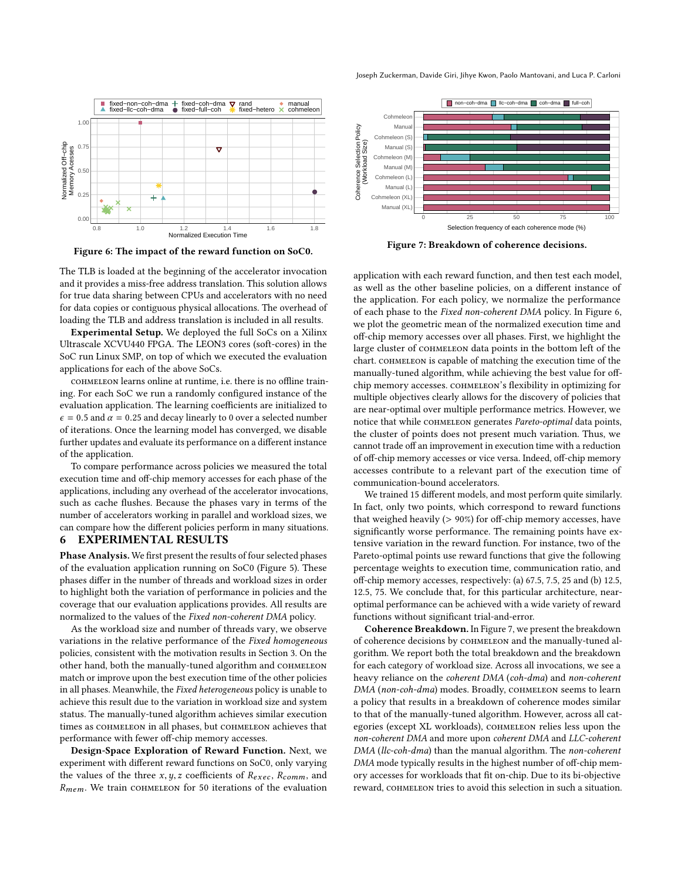Figure 6: The impact of the reward function on SoC0.

The TLB is loaded at the beginning of the accelerator invocation and it provides a miss-free address translation. This solution allows for true data sharing between CPUs and accelerators with no need for data copies or contiguous physical allocations. The overhead of loading the TLB and address translation is included in all results.

**Experimental Setup.** We deployed the full SoCs on a Xilinx Ultrascale XCVU440 FPGA. The LEON3 cores (soft-cores) in the SoC run Linux SMP, on top of which we executed the evaluation applications for each of the above SoCs.

Cohmeleon learns online at runtime, i.e. there is no offline training. For each SoC we run a randomly configured instance of the evaluation application. The learning coefficients are initialized to $\epsilon = 0.5$ and $\alpha = 0.25$ and decay linearly to 0 over a selected number of iterations. Once the learning model has converged, we disable further updates and evaluate its performance on a different instance of the application.

To compare performance across policies we measured the total execution time and off-chip memory accesses for each phase of the applications, including any overhead of the accelerator invocations, such as cache flushes. Because the phases vary in terms of the number of accelerators working in parallel and workload sizes, we can compare how the different policies perform in many situations.

# 6 EXPERIMENTAL RESULTS

**Phase Analysis.** We first present the results of four selected phases of the evaluation application running on SoC0 (Figure 5). These phases differ in the number of threads and workload sizes in order to highlight both the variation of performance in policies and the coverage that our evaluation applications provides. All results are normalized to the values of the *Fixed non-coherent DMA* policy.

As the workload size and number of threads vary, we observe variations in the relative performance of the *Fixed homogeneous* policies, consistent with the motivation results in Section 3. On the other hand, both the manually-tuned algorithm and Cohmeleon match or improve upon the best execution time of the other policies in all phases. Meanwhile, the *Fixed heterogeneous* policy is unable to achieve this result due to the variation in workload size and system status. The manually-tuned algorithm achieves similar execution times as Cohmeleon in all phases, but Cohmeleon achieves that performance with fewer off-chip memory accesses.

**Design-Space Exploration of Reward Function.** Next, we experiment with different reward functions on SoC0, only varying the values of the three $x, y, z$ coefficients of $R_{exec}$, $R_{comm}$, and $R_{mem}$. We train Cohmeleon for 50 iterations of the evaluation application with each reward function, and then test each model, as well as the other baseline policies, on a different instance of the application. For each policy, we normalize the performance of each phase to the *Fixed non-coherent DMA* policy. In Figure 6, we plot the geometric mean of the normalized execution time and off-chip memory accesses over all phases. First, we highlight the large cluster of Cohmeleon data points in the bottom left of the chart. Cohmeleon is capable of matching the execution time of the manually-tuned algorithm, while achieving the best value for off-chip memory accesses. Cohmeleon's flexibility in optimizing for multiple objectives clearly allows for the discovery of policies that are near-optimal over multiple performance metrics. However, we notice that while Cohmeleon generates *Pareto-optimal* data points, the cluster of points does not present much variation. Thus, we cannot trade off an improvement in execution time with a reduction of off-chip memory accesses or vice versa. Indeed, off-chip memory accesses contribute to a relevant part of the execution time of communication-bound accelerators.

Figure 7: Breakdown of coherence decisions.

We trained 15 different models, and most perform quite similarly. In fact, only two points, which correspond to reward functions that weighed heavily (> 90%) for off-chip memory accesses, have significantly worse performance. The remaining points have extensive variation in the reward function. For instance, two of the Pareto-optimal points use reward functions that give the following percentage weights to execution time, communication ratio, and off-chip memory accesses, respectively: (a) 67.5, 7.5, 25 and (b) 12.5, 12.5, 75. We conclude that, for this particular architecture, near-optimal performance can be achieved with a wide variety of reward functions without significant trial-and-error.

**Coherence Breakdown.** In Figure 7, we present the breakdown of coherence decisions by Cohmeleon and the manually-tuned algorithm. We report both the total breakdown and the breakdown for each category of workload size. Across all invocations, we see a heavy reliance on the *coherent DMA* (*coh-dma*) and *non-coherent DMA* (*non-coh-dma*) modes. Broadly, Cohmeleon seems to learn a policy that results in a breakdown of coherence modes similar to that of the manually-tuned algorithm. However, across all categories (except XL workloads), Cohmeleon relies less upon the *non-coherent DMA* and more upon *coherent DMA* and *LLC-coherent DMA* (*llc-coh-dma*) than the manual algorithm. The *non-coherent DMA* mode typically results in the highest number of off-chip memory accesses for workloads that fit on-chip. Due to its bi-objective reward, Cohmeleon tries to avoid this selection in such a situation.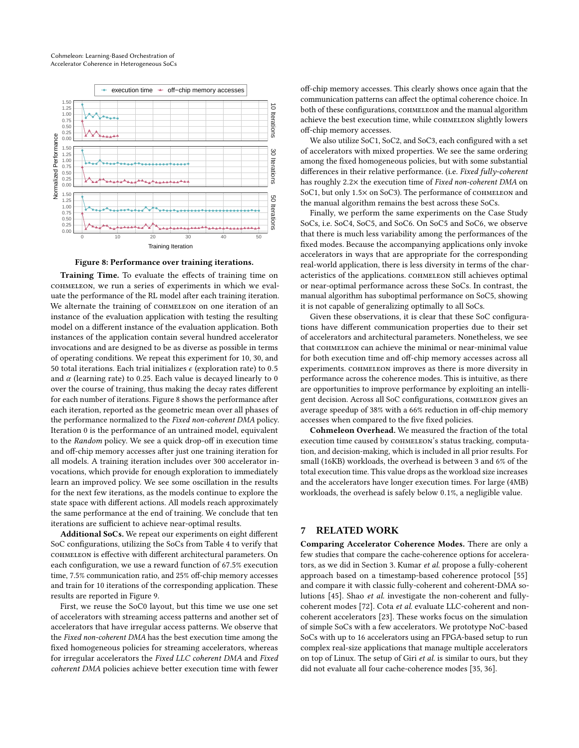Figure 8: Performance over training iterations.

**Training Time.** To evaluate the effects of training time on COHMELEON, we run a series of experiments in which we evaluate the performance of the RL model after each training iteration. We alternate the training of COHMELEON on one iteration of an instance of the evaluation application with testing the resulting model on a different instance of the evaluation application. Both instances of the application contain several hundred accelerator invocations and are designed to be as diverse as possible in terms of operating conditions. We repeat this experiment for 10, 30, and 50 total iterations. Each trial initializes $\epsilon$ (exploration rate) to 0.5 and $\alpha$ (learning rate) to 0.25. Each value is decayed linearly to 0 over the course of training, thus making the decay rates different for each number of iterations. Figure 8 shows the performance after each iteration, reported as the geometric mean over all phases of the performance normalized to the *Fixed non-coherent DMA* policy. Iteration 0 is the performance of an untrained model, equivalent to the *Random* policy. We see a quick drop-off in execution time and off-chip memory accesses after just one training iteration for all models. A training iteration includes over 300 accelerator invocations, which provide for enough exploration to immediately learn an improved policy. We see some oscillation in the results for the next few iterations, as the models continue to explore the state space with different actions. All models reach approximately the same performance at the end of training. We conclude that ten iterations are sufficient to achieve near-optimal results.

**Additional SoCs.** We repeat our experiments on eight different SoC configurations, utilizing the SoCs from Table 4 to verify that COHMELEON is effective with different architectural parameters. On each configuration, we use a reward function of 67.5% execution time, 7.5% communication ratio, and 25% off-chip memory accesses and train for 10 iterations of the corresponding application. These results are reported in Figure 9.

First, we reuse the SoC0 layout, but this time we use one set of accelerators with streaming access patterns and another set of accelerators that have irregular access patterns. We observe that the *Fixed non-coherent DMA* has the best execution time among the fixed homogeneous policies for streaming accelerators, whereas for irregular accelerators the *Fixed LLC coherent DMA* and *Fixed coherent DMA* policies achieve better execution time with fewer off-chip memory accesses. This clearly shows once again that the communication patterns can affect the optimal coherence choice. In both of these configurations, COHMELEON and the manual algorithm achieve the best execution time, while COHMELEON slightly lowers off-chip memory accesses.

We also utilize SoC1, SoC2, and SoC3, each configured with a set of accelerators with mixed properties. We see the same ordering among the fixed homogeneous policies, but with some substantial differences in their relative performance. (i.e. *Fixed fully-coherent* has roughly 2.2× the execution time of *Fixed non-coherent DMA* on SoC1, but only 1.5× on SoC3). The performance of COHMELEON and the manual algorithm remains the best across these SoCs.

Finally, we perform the same experiments on the Case Study SoCs, i.e. SoC4, SoC5, and SoC6. On SoC5 and SoC6, we observe that there is much less variability among the performances of the fixed modes. Because the accompanying applications only invoke accelerators in ways that are appropriate for the corresponding real-world application, there is less diversity in terms of the characteristics of the applications. COHMELEON still achieves optimal or near-optimal performance across these SoCs. In contrast, the manual algorithm has suboptimal performance on SoC5, showing it is not capable of generalizing optimally to all SoCs.

Given these observations, it is clear that these SoC configurations have different communication properties due to their set of accelerators and architectural parameters. Nonetheless, we see that COHMELEON can achieve the minimal or near-minimal value for both execution time and off-chip memory accesses across all experiments. COHMELEON improves as there is more diversity in performance across the coherence modes. This is intuitive, as there are opportunities to improve performance by exploiting an intelligent decision. Across all SoC configurations, COHMELEON gives an average speedup of 38% with a 66% reduction in off-chip memory accesses when compared to the five fixed policies.

**Cohmeleon Overhead.** We measured the fraction of the total execution time caused by COHMELEON's status tracking, computation, and decision-making, which is included in all prior results. For small (16KB) workloads, the overhead is between 3 and 6% of the total execution time. This value drops as the workload size increases and the accelerators have longer execution times. For large (4MB) workloads, the overhead is safely below 0.1%, a negligible value.

## 7 RELATED WORK

**Comparing Accelerator Coherence Modes.** There are only a few studies that compare the cache-coherence options for accelerators, as we did in Section 3. Kumar *et al.* propose a fully-coherent approach based on a timestamp-based coherence protocol [55] and compare it with classic fully-coherent and coherent-DMA solutions [45]. Shao *et al.* investigate the non-coherent and fully-coherent modes [72]. Cota *et al.* evaluate LLC-coherent and non-coherent accelerators [23]. These works focus on the simulation of simple SoCs with a few accelerators. We prototype NoC-based SoCs with up to 16 accelerators using an FPGA-based setup to run complex real-size applications that manage multiple accelerators on top of Linux. The setup of Giri *et al.* is similar to ours, but they did not evaluate all four cache-coherence modes [35, 36].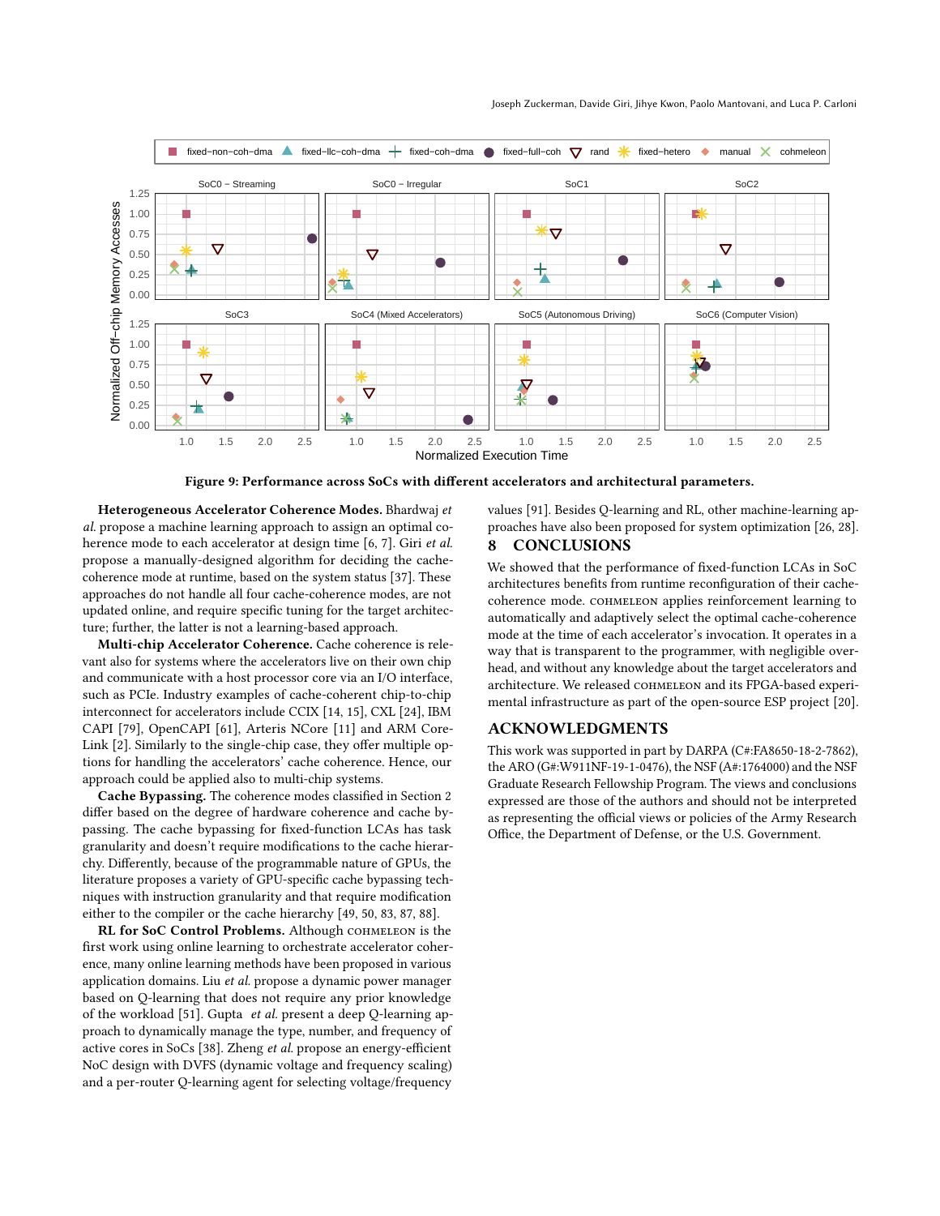Figure 9: Performance across SoCs with different accelerators and architectural parameters.

**Heterogeneous Accelerator Coherence Modes.** Bhardwaj *et al.* propose a machine learning approach to assign an optimal coherence mode to each accelerator at design time [6, 7]. Giri *et al.* propose a manually-designed algorithm for deciding the cache-coherence mode at runtime, based on the system status [37]. These approaches do not handle all four cache-coherence modes, are not updated online, and require specific tuning for the target architecture; further, the latter is not a learning-based approach.

**Multi-chip Accelerator Coherence.** Cache coherence is relevant also for systems where the accelerators live on their own chip and communicate with a host processor core via an I/O interface, such as PCIe. Industry examples of cache-coherent chip-to-chip interconnect for accelerators include CCIX [14, 15], CXL [24], IBM CAPI [79], OpenCAPI [61], Arteris NCore [11] and ARM CoreLink [2]. Similarly to the single-chip case, they offer multiple options for handling the accelerators' cache coherence. Hence, our approach could be applied also to multi-chip systems.

**Cache Bypassing.** The coherence modes classified in Section 2 differ based on the degree of hardware coherence and cache bypassing. The cache bypassing for fixed-function LCAs has task granularity and doesn't require modifications to the cache hierarchy. Differently, because of the programmable nature of GPUs, the literature proposes a variety of GPU-specific cache bypassing techniques with instruction granularity and that require modification either to the compiler or the cache hierarchy [49, 50, 83, 87, 88].

**RL for SoC Control Problems.** Although Cohmeleon is the first work using online learning to orchestrate accelerator coherence, many online learning methods have been proposed in various application domains. Liu *et al.* propose a dynamic power manager based on Q-learning that does not require any prior knowledge of the workload [51]. Gupta *et al.* present a deep Q-learning approach to dynamically manage the type, number, and frequency of active cores in SoCs [38]. Zheng *et al.* propose an energy-efficient NoC design with DVFS (dynamic voltage and frequency scaling) and a per-router Q-learning agent for selecting voltage/frequency values [91]. Besides Q-learning and RL, other machine-learning approaches have also been proposed for system optimization [26, 28].

## 8 CONCLUSIONS

We showed that the performance of fixed-function LCAs in SoC architectures benefits from runtime reconfiguration of their cache-coherence mode. Cohmeleon applies reinforcement learning to automatically and adaptively select the optimal cache-coherence mode at the time of each accelerator's invocation. It operates in a way that is transparent to the programmer, with negligible overhead, and without any knowledge about the target accelerators and architecture. We released Cohmeleon and its FPGA-based experimental infrastructure as part of the open-source ESP project [20].

## ACKNOWLEDGMENTS

This work was supported in part by DARPA (C#:FA8650-18-2-7862), the ARO (G#:W911NF-19-1-0476), the NSF (A#:1764000) and the NSF Graduate Research Fellowship Program. The views and conclusions expressed are those of the authors and should not be interpreted as representing the official views or policies of the Army Research Office, the Department of Defense, or the U.S. Government.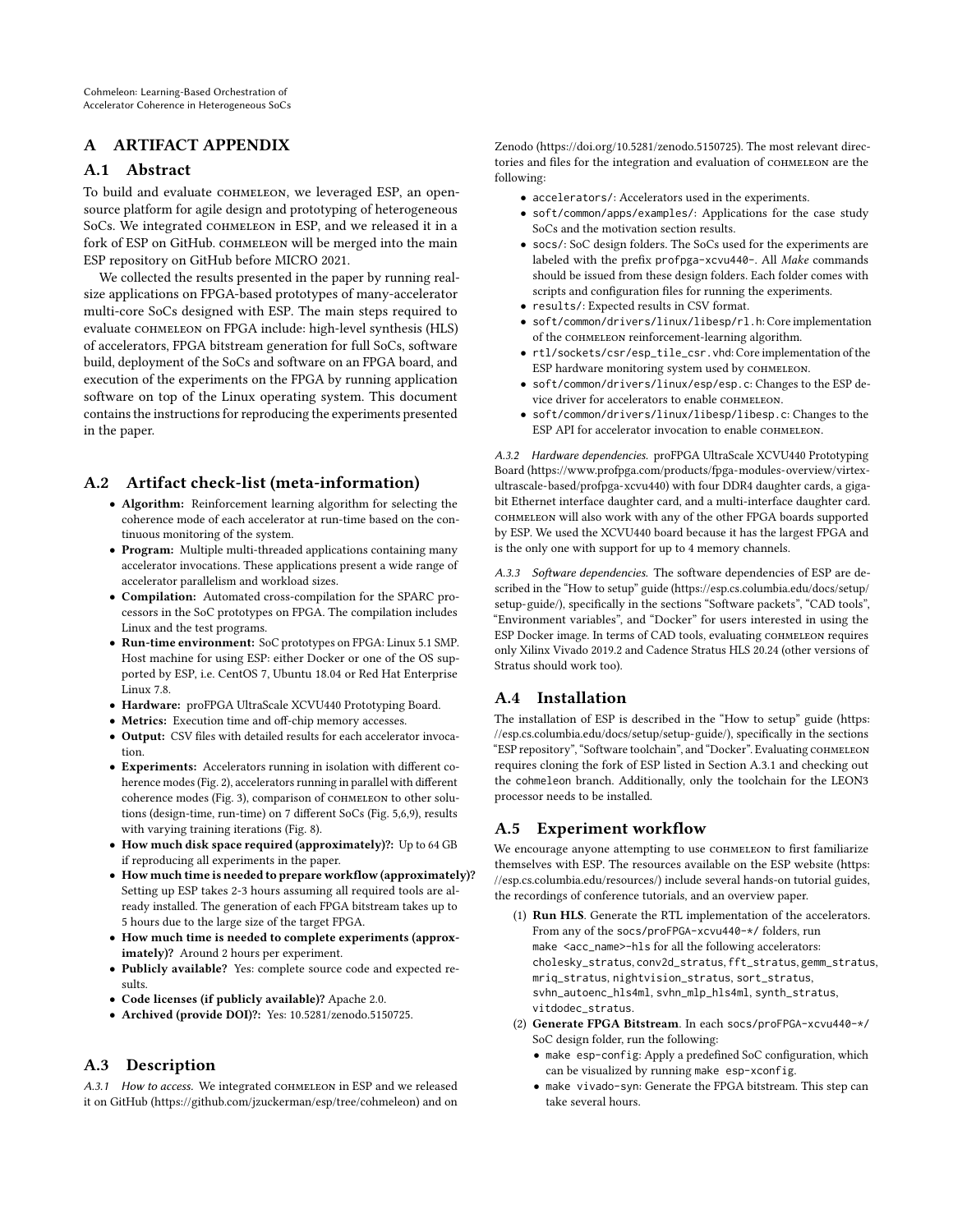## A ARTIFACT APPENDIX

### A.1 Abstract

To build and evaluate COHMELEON, we leveraged ESP, an open-source platform for agile design and prototyping of heterogeneous SoCs. We integrated COHMELEON in ESP, and we released it in a fork of ESP on GitHub. COHMELEON will be merged into the main ESP repository on GitHub before MICRO 2021.

We collected the results presented in the paper by running real-size applications on FPGA-based prototypes of many-accelerator multi-core SoCs designed with ESP. The main steps required to evaluate COHMELEON on FPGA include: high-level synthesis (HLS) of accelerators, FPGA bitstream generation for full SoCs, software build, deployment of the SoCs and software on an FPGA board, and execution of the experiments on the FPGA by running application software on top of the Linux operating system. This document contains the instructions for reproducing the experiments presented in the paper.

### A.2 Artifact check-list (meta-information)

- **Algorithm:** Reinforcement learning algorithm for selecting the coherence mode of each accelerator at run-time based on the continuous monitoring of the system.
- **Program:** Multiple multi-threaded applications containing many accelerator invocations. These applications present a wide range of accelerator parallelism and workload sizes.
- **Compilation:** Automated cross-compilation for the SPARC processors in the SoC prototypes on FPGA. The compilation includes Linux and the test programs.
- **Run-time environment:** SoC prototypes on FPGA: Linux 5.1 SMP. Host machine for using ESP: either Docker or one of the OS supported by ESP, i.e. CentOS 7, Ubuntu 18.04 or Red Hat Enterprise Linux 7.8.
- **Hardware:** proFPGA UltraScale XCVU440 Prototyping Board.
- **Metrics:** Execution time and off-chip memory accesses.
- **Output:** CSV files with detailed results for each accelerator invocation.
- **Experiments:** Accelerators running in isolation with different coherence modes (Fig. 2), accelerators running in parallel with different coherence modes (Fig. 3), comparison of COHMELEON to other solutions (design-time, run-time) on 7 different SoCs (Fig. 5,6,9), results with varying training iterations (Fig. 8).
- **How much disk space required (approximately)?:** Up to 64 GB if reproducing all experiments in the paper.
- **How much time is needed to prepare workflow (approximately)?** Setting up ESP takes 2-3 hours assuming all required tools are already installed. The generation of each FPGA bitstream takes up to 5 hours due to the large size of the target FPGA.
- **How much time is needed to complete experiments (approximately)?** Around 2 hours per experiment.
- **Publicly available?** Yes: complete source code and expected results.
- **Code licenses (if publicly available)?** Apache 2.0.
- **Archived (provide DOI)?:** Yes: 10.5281/zenodo.5150725.

### A.3 Description

*A.3.1 How to access.* We integrated COHMELEON in ESP and we released it on GitHub (https://github.com/jzuckerman/esp/tree/cohmeleon) and on Zenodo (https://doi.org/10.5281/zenodo.5150725). The most relevant directories and files for the integration and evaluation of COHMELEON are the following:

- `accelerators/`: Accelerators used in the experiments.
- `soft/common/apps/examples/`: Applications for the case study SoCs and the motivation section results.
- `socs/`: SoC design folders. The SoCs used for the experiments are labeled with the prefix `profpga-xcvu440-`. All *Make* commands should be issued from these design folders. Each folder comes with scripts and configuration files for running the experiments.
- `results/`: Expected results in CSV format.
- `soft/common/drivers/linux/libesp/rl.h`: Core implementation of the COHMELEON reinforcement-learning algorithm.
- `rtl/sockets/csr/esp_tile_csr.vhd`: Core implementation of the ESP hardware monitoring system used by COHMELEON.
- `soft/common/drivers/linux/esp/esp.c`: Changes to the ESP device driver for accelerators to enable COHMELEON.
- `soft/common/drivers/linux/libesp/libesp.c`: Changes to the ESP API for accelerator invocation to enable COHMELEON.

*A.3.2 Hardware dependencies.* proFPGA UltraScale XCVU440 Prototyping Board (https://www.profpga.com/products/fpga-modules-overview/virtex-ultrascale-based/profpga-xcvu440) with four DDR4 daughter cards, a gigabit Ethernet interface daughter card, and a multi-interface daughter card. COHMELEON will also work with any of the other FPGA boards supported by ESP. We used the XCVU440 board because it has the largest FPGA and is the only one with support for up to 4 memory channels.

*A.3.3 Software dependencies.* The software dependencies of ESP are described in the "How to setup" guide (https://esp.cs.columbia.edu/docs/setup/setup-guide/), specifically in the sections "Software packets", "CAD tools", "Environment variables", and "Docker" for users interested in using the ESP Docker image. In terms of CAD tools, evaluating COHMELEON requires only Xilinx Vivado 2019.2 and Cadence Stratus HLS 20.24 (other versions of Stratus should work too).

### A.4 Installation

The installation of ESP is described in the "How to setup" guide (https://esp.cs.columbia.edu/docs/setup/setup-guide/), specifically in the sections "ESP repository", "Software toolchain", and "Docker". Evaluating COHMELEON requires cloning the fork of ESP listed in Section A.3.1 and checking out the `cohmeleon` branch. Additionally, only the toolchain for the LEON3 processor needs to be installed.

### A.5 Experiment workflow

We encourage anyone attempting to use COHMELEON to first familiarize themselves with ESP. The resources available on the ESP website (https://esp.cs.columbia.edu/resources/) include several hands-on tutorial guides, the recordings of conference tutorials, and an overview paper.

1. **Run HLS**. Generate the RTL implementation of the accelerators. From any of the `socs/proFPGA-xcvu440-*/` folders, run `make <acc_name>-hls` for all the following accelerators: `cholesky_stratus`, `conv2d_stratus`, `fft_stratus`, `gemm_stratus`, `mriq_stratus`, `nightvision_stratus`, `sort_stratus`, `svhn_autoenc_hls4ml`, `svhn_mlp_hls4ml`, `synth_stratus`, `vitdodec_stratus`.
2. **Generate FPGA Bitstream**. In each `socs/proFPGA-xcvu440-*/` SoC design folder, run the following:
   - `make esp-config`: Apply a predefined SoC configuration, which can be visualized by running `make esp-xconfig`.
   - `make vivado-syn`: Generate the FPGA bitstream. This step can take several hours.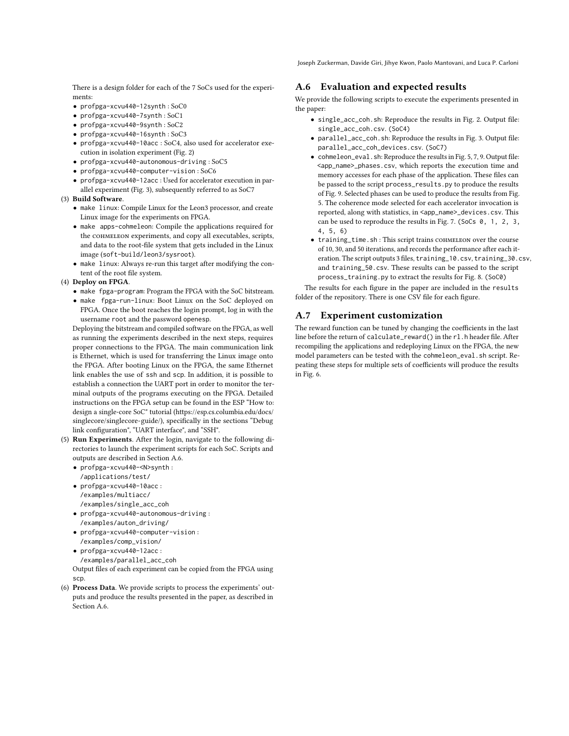There is a design folder for each of the 7 SoCs used for the experiments:

- `profpga-xcvu440-12synth` : SoC0
- `profpga-xcvu440-7synth` : SoC1
- `profpga-xcvu440-9synth` : SoC2
- `profpga-xcvu440-16synth` : SoC3
- `profpga-xcvu440-10acc` : SoC4, also used for accelerator execution in isolation experiment (Fig. 2)
- `profpga-xcvu440-autonomous-driving` : SoC5
- `profpga-xcvu440-computer-vision` : SoC6
- `profpga-xcvu440-12acc` : Used for accelerator execution in parallel experiment (Fig. 3), subsequently referred to as SoC7

(3) **Build Software**.
- `make linux`: Compile Linux for the Leon3 processor, and create Linux image for the experiments on FPGA.
- `make apps-cohmeleon`: Compile the applications required for the COHMELEON experiments, and copy all executables, scripts, and data to the root-file system that gets included in the Linux image (`soft-build/leon3/sysroot`).
- `make linux`: Always re-run this target after modifying the content of the root file system.

(4) **Deploy on FPGA**.
- `make fpga-program`: Program the FPGA with the SoC bitstream.
- `make fpga-run-linux`: Boot Linux on the SoC deployed on FPGA. Once the boot reaches the login prompt, log in with the username `root` and the password `openesp`.

Deploying the bitstream and compiled software on the FPGA, as well as running the experiments described in the next steps, requires proper connections to the FPGA. The main communication link is Ethernet, which is used for transferring the Linux image onto the FPGA. After booting Linux on the FPGA, the same Ethernet link enables the use of `ssh` and `scp`. In addition, it is possible to establish a connection the UART port in order to monitor the terminal outputs of the programs executing on the FPGA. Detailed instructions on the FPGA setup can be found in the ESP "How to: design a single-core SoC" tutorial (https://esp.cs.columbia.edu/docs/singlecore/singlecore-guide/), specifically in the sections "Debug link configuration", "UART interface", and "SSH".

(5) **Run Experiments**. After the login, navigate to the following directories to launch the experiment scripts for each SoC. Scripts and outputs are described in Section A.6.
- `profpga-xcvu440-<N>synth` : `/applications/test/`
- `profpga-xcvu440-10acc` : `/examples/multiacc/` `/examples/single_acc_coh`
- `profpga-xcvu440-autonomous-driving` : `/examples/auton_driving/`
- `profpga-xcvu440-computer-vision` : `/examples/comp_vision/`
- `profpga-xcvu440-12acc` : `/examples/parallel_acc_coh`

Output files of each experiment can be copied from the FPGA using `scp`.

(6) **Process Data**. We provide scripts to process the experiments' outputs and produce the results presented in the paper, as described in Section A.6.

## A.6 Evaluation and expected results

We provide the following scripts to execute the experiments presented in the paper:

- `single_acc_coh.sh`: Reproduce the results in Fig. 2. Output file: `single_acc_coh.csv`. (SoC4)
- `parallel_acc_coh.sh`: Reproduce the results in Fig. 3. Output file: `parallel_acc_coh_devices.csv`. (SoC7)
- `cohmeleon_eval.sh`: Reproduce the results in Fig. 5, 7, 9. Output file: `<app_name>_phases.csv`, which reports the execution time and memory accesses for each phase of the application. These files can be passed to the script `process_results.py` to produce the results of Fig. 9. Selected phases can be used to produce the results from Fig. 5. The coherence mode selected for each accelerator invocation is reported, along with statistics, in `<app_name>_devices.csv`. This can be used to reproduce the results in Fig. 7. (`SoCs 0, 1, 2, 3, 4, 5, 6`)
- `training_time.sh` : This script trains COHMELEON over the course of 10, 30, and 50 iterations, and records the performance after each iteration. The script outputs 3 files, `training_10.csv`, `training_30.csv`, and `training_50.csv`. These results can be passed to the script `process_training.py` to extract the results for Fig. 8. (`SoC0`)

The results for each figure in the paper are included in the `results` folder of the repository. There is one CSV file for each figure.

## A.7 Experiment customization

The reward function can be tuned by changing the coefficients in the last line before the return of `calculate_reward()` in the `rl.h` header file. After recompiling the applications and redeploying Linux on the FPGA, the new model parameters can be tested with the `cohmeleon_eval.sh` script. Repeating these steps for multiple sets of coefficients will produce the results in Fig. 6.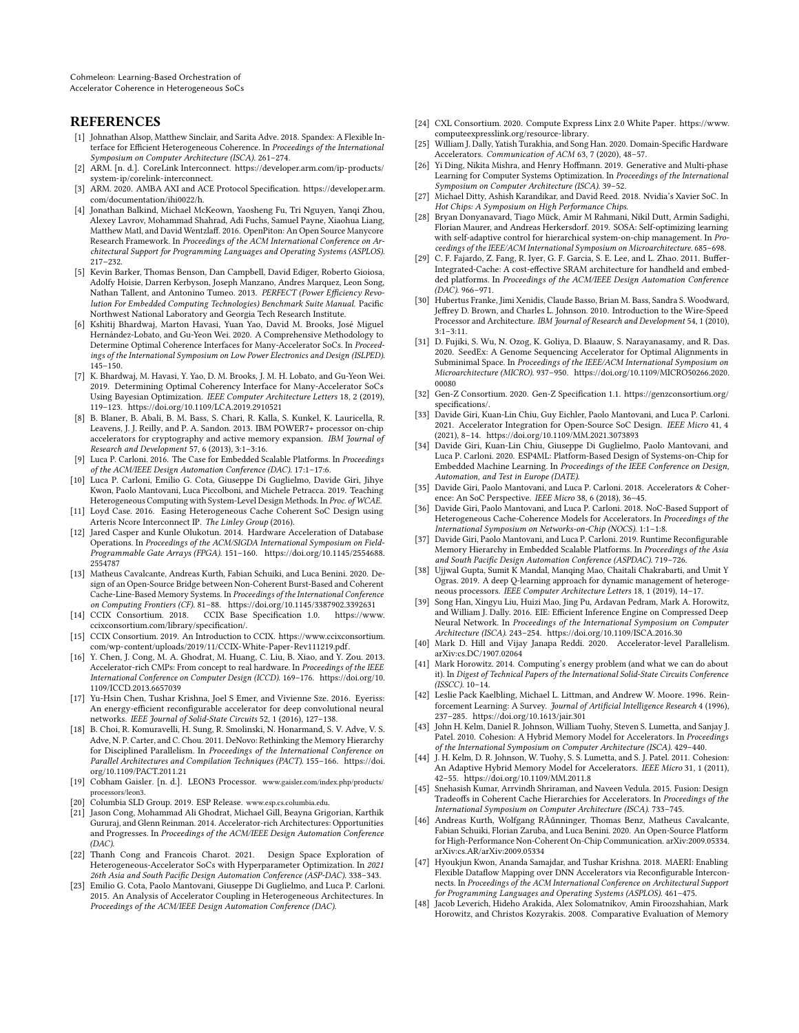## REFERENCES

- [1] Johnathan Alsop, Matthew Sinclair, and Sarita Adve. 2018. Spandex: A Flexible Interface for Efficient Heterogeneous Coherence. In *Proceedings of the International Symposium on Computer Architecture (ISCA)*. 261–274.
- [2] ARM. [n. d.]. CoreLink Interconnect. https://developer.arm.com/ip-products/system-ip/corelink-interconnect.
- [3] ARM. 2020. AMBA AXI and ACE Protocol Specification. https://developer.arm.com/documentation/ihi0022/h.
- [4] Jonathan Balkind, Michael McKeown, Yaosheng Fu, Tri Nguyen, Yanqi Zhou, Alexey Lavrov, Mohammad Shahrad, Adi Fuchs, Samuel Payne, Xiaohua Liang, Matthew Matl, and David Wentzlaff. 2016. OpenPiton: An Open Source Manycore Research Framework. In *Proceedings of the ACM International Conference on Architectural Support for Programming Languages and Operating Systems (ASPLOS)*. 217–232.
- [5] Kevin Barker, Thomas Benson, Dan Campbell, David Ediger, Roberto Gioiosa, Adolfy Hoisie, Darren Kerbyson, Joseph Manzano, Andres Marquez, Leon Song, Nathan Tallent, and Antonino Tumeo. 2013. *PERFECT (Power Efficiency Revolution For Embedded Computing Technologies) Benchmark Suite Manual.* Pacific Northwest National Laboratory and Georgia Tech Research Institute.
- [6] Kshitij Bhardwaj, Marton Havasi, Yuan Yao, David M. Brooks, José Miguel Hernández-Lobato, and Gu-Yeon Wei. 2020. A Comprehensive Methodology to Determine Optimal Coherence Interfaces for Many-Accelerator SoCs. In *Proceedings of the International Symposium on Low Power Electronics and Design (ISLPED)*. 145–150.
- [7] K. Bhardwaj, M. Havasi, Y. Yao, D. M. Brooks, J. M. H. Lobato, and Gu-Yeon Wei. 2019. Determining Optimal Coherency Interface for Many-Accelerator SoCs Using Bayesian Optimization. *IEEE Computer Architecture Letters* 18, 2 (2019), 119–123. https://doi.org/10.1109/LCA.2019.2910521
- [8] B. Blaner, B. Abali, B. M. Bass, S. Chari, R. Kalla, S. Kunkel, K. Lauricella, R. Leavens, J. J. Reilly, and P. A. Sandon. 2013. IBM POWER7+ processor on-chip accelerators for cryptography and active memory expansion. *IBM Journal of Research and Development* 57, 6 (2013), 3:1–3:16.
- [9] Luca P. Carloni. 2016. The Case for Embedded Scalable Platforms. In *Proceedings of the ACM/IEEE Design Automation Conference (DAC)*. 17:1–17:6.
- [10] Luca P. Carloni, Emilio G. Cota, Giuseppe Di Guglielmo, Davide Giri, Jihye Kwon, Paolo Mantovani, Luca Piccolboni, and Michele Petracca. 2019. Teaching Heterogeneous Computing with System-Level Design Methods. In *Proc. of WCAE*.
- [11] Loyd Case. 2016. Easing Heterogeneous Cache Coherent SoC Design using Arteris Ncore Interconnect IP. *The Linley Group* (2016).
- [12] Jared Casper and Kunle Olukotun. 2014. Hardware Acceleration of Database Operations. In *Proceedings of the ACM/SIGDA International Symposium on Field-Programmable Gate Arrays (FPGA)*. 151–160. https://doi.org/10.1145/2554688.2554787
- [13] Matheus Cavalcante, Andreas Kurth, Fabian Schuiki, and Luca Benini. 2020. Design of an Open-Source Bridge between Non-Coherent Burst-Based and Coherent Cache-Line-Based Memory Systems. In *Proceedings of the International Conference on Computing Frontiers (CF)*. 81–88. https://doi.org/10.1145/3387902.3392631
- [14] CCIX Consortium. 2018. CCIX Base Specification 1.0. https://www.ccixconsortium.com/library/specification/.
- [15] CCIX Consortium. 2019. An Introduction to CCIX. https://www.ccixconsortium.com/wp-content/uploads/2019/11/CCIX-White-Paper-Rev111219.pdf.
- [16] Y. Chen, J. Cong, M. A. Ghodrat, M. Huang, C. Liu, B. Xiao, and Y. Zou. 2013. Accelerator-rich CMPs: From concept to real hardware. In *Proceedings of the IEEE International Conference on Computer Design (ICCD)*. 169–176. https://doi.org/10.1109/ICCD.2013.6657039
- [17] Yu-Hsin Chen, Tushar Krishna, Joel S Emer, and Vivienne Sze. 2016. Eyeriss: An energy-efficient reconfigurable accelerator for deep convolutional neural networks. *IEEE Journal of Solid-State Circuits* 52, 1 (2016), 127–138.
- [18] B. Choi, R. Komuravelli, H. Sung, R. Smolinski, N. Honarmand, S. V. Adve, V. S. Adve, N. P. Carter, and C. Chou. 2011. DeNovo: Rethinking the Memory Hierarchy for Disciplined Parallelism. In *Proceedings of the International Conference on Parallel Architectures and Compilation Techniques (PACT)*. 155–166. https://doi.org/10.1109/PACT.2011.21
- [19] Cobham Gaisler. [n. d.]. LEON3 Processor. www.gaisler.com/index.php/products/processors/leon3.
- [20] Columbia SLD Group. 2019. ESP Release. www.esp.cs.columbia.edu.
- [21] Jason Cong, Mohammad Ali Ghodrat, Michael Gill, Beayna Grigorian, Karthik Gururaj, and Glenn Reinman. 2014. Accelerator-rich Architectures: Opportunities and Progresses. In *Proceedings of the ACM/IEEE Design Automation Conference (DAC)*.
- [22] Thanh Cong and Francois Charot. 2021. Design Space Exploration of Heterogeneous-Accelerator SoCs with Hyperparameter Optimization. In *2021 26th Asia and South Pacific Design Automation Conference (ASP-DAC)*. 338–343.
- [23] Emilio G. Cota, Paolo Mantovani, Giuseppe Di Guglielmo, and Luca P. Carloni. 2015. An Analysis of Accelerator Coupling in Heterogeneous Architectures. In *Proceedings of the ACM/IEEE Design Automation Conference (DAC)*.
- [24] CXL Consortium. 2020. Compute Express Linx 2.0 White Paper. https://www.computeexpresslink.org/resource-library.
- [25] William J. Dally, Yatish Turakhia, and Song Han. 2020. Domain-Specific Hardware Accelerators. *Communication of ACM* 63, 7 (2020), 48–57.
- [26] Yi Ding, Nikita Mishra, and Henry Hoffmann. 2019. Generative and Multi-phase Learning for Computer Systems Optimization. In *Proceedings of the International Symposium on Computer Architecture (ISCA)*. 39–52.
- [27] Michael Ditty, Ashish Karandikar, and David Reed. 2018. Nvidia's Xavier SoC. In *Hot Chips: A Symposium on High Performance Chips*.
- [28] Bryan Donyanavard, Tiago Mück, Amir M Rahmani, Nikil Dutt, Armin Sadighi, Florian Maurer, and Andreas Herkersdorf. 2019. SOSA: Self-optimizing learning with self-adaptive control for hierarchical system-on-chip management. In *Proceedings of the IEEE/ACM International Symposium on Microarchitecture*. 685–698.
- [29] C. F. Fajardo, Z. Fang, R. Iyer, G. F. Garcia, S. E. Lee, and L. Zhao. 2011. Buffer-Integrated-Cache: A cost-effective SRAM architecture for handheld and embedded platforms. In *Proceedings of the ACM/IEEE Design Automation Conference (DAC)*. 966–971.
- [30] Hubertus Franke, Jimi Xenidis, Claude Basso, Brian M. Bass, Sandra S. Woodward, Jeffrey D. Brown, and Charles L. Johnson. 2010. Introduction to the Wire-Speed Processor and Architecture. *IBM Journal of Research and Development* 54, 1 (2010), 3:1–3:11.
- [31] D. Fujiki, S. Wu, N. Ozog, K. Goliya, D. Blaauw, S. Narayanasamy, and R. Das. 2020. SeedEx: A Genome Sequencing Accelerator for Optimal Alignments in Subminimal Space. In *Proceedings of the IEEE/ACM International Symposium on Microarchitecture (MICRO)*. 937–950. https://doi.org/10.1109/MICRO50266.2020.00080
- [32] Gen-Z Consortium. 2020. Gen-Z Specification 1.1. https://genzconsortium.org/specifications/.
- [33] Davide Giri, Kuan-Lin Chiu, Guy Eichler, Paolo Mantovani, and Luca P. Carloni. 2021. Accelerator Integration for Open-Source SoC Design. *IEEE Micro* 41, 4 (2021), 8–14. https://doi.org/10.1109/MM.2021.3073893
- [34] Davide Giri, Kuan-Lin Chiu, Giuseppe Di Guglielmo, Paolo Mantovani, and Luca P. Carloni. 2020. ESP4ML: Platform-Based Design of Systems-on-Chip for Embedded Machine Learning. In *Proceedings of the IEEE Conference on Design, Automation, and Test in Europe (DATE)*.
- [35] Davide Giri, Paolo Mantovani, and Luca P. Carloni. 2018. Accelerators & Coherence: An SoC Perspective. *IEEE Micro* 38, 6 (2018), 36–45.
- [36] Davide Giri, Paolo Mantovani, and Luca P. Carloni. 2018. NoC-Based Support of Heterogeneous Cache-Coherence Models for Accelerators. In *Proceedings of the International Symposium on Networks-on-Chip (NOCS)*. 1:1–1:8.
- [37] Davide Giri, Paolo Mantovani, and Luca P. Carloni. 2019. Runtime Reconfigurable Memory Hierarchy in Embedded Scalable Platforms. In *Proceedings of the Asia and South Pacific Design Automation Conference (ASPDAC)*. 719–726.
- [38] Ujjwal Gupta, Sumit K Mandal, Manqing Mao, Chaitali Chakrabarti, and Umit Y Ogras. 2019. A deep Q-learning approach for dynamic management of heterogeneous processors. *IEEE Computer Architecture Letters* 18, 1 (2019), 14–17.
- [39] Song Han, Xingyu Liu, Huizi Mao, Jing Pu, Ardavan Pedram, Mark A. Horowitz, and William J. Dally. 2016. EIE: Efficient Inference Engine on Compressed Deep Neural Network. In *Proceedings of the International Symposium on Computer Architecture (ISCA)*. 243–254. https://doi.org/10.1109/ISCA.2016.30
- [40] Mark D. Hill and Vijay Janapa Reddi. 2020. Accelerator-level Parallelism. arXiv:cs.DC/1907.02064
- [41] Mark Horowitz. 2014. Computing's energy problem (and what we can do about it). In *Digest of Technical Papers of the International Solid-State Circuits Conference (ISSCC)*. 10–14.
- [42] Leslie Pack Kaelbling, Michael L. Littman, and Andrew W. Moore. 1996. Reinforcement Learning: A Survey. *Journal of Artificial Intelligence Research* 4 (1996), 237–285. https://doi.org/10.1613/jair.301
- [43] John H. Kelm, Daniel R. Johnson, William Tuohy, Steven S. Lumetta, and Sanjay J. Patel. 2010. Cohesion: A Hybrid Memory Model for Accelerators. In *Proceedings of the International Symposium on Computer Architecture (ISCA)*. 429–440.
- [44] J. H. Kelm, D. R. Johnson, W. Tuohy, S. S. Lumetta, and S. J. Patel. 2011. Cohesion: An Adaptive Hybrid Memory Model for Accelerators. *IEEE Micro* 31, 1 (2011), 42–55. https://doi.org/10.1109/MM.2011.8
- [45] Snehasish Kumar, Arrvindh Shriraman, and Naveen Vedula. 2015. Fusion: Design Tradeoffs in Coherent Cache Hierarchies for Accelerators. In *Proceedings of the International Symposium on Computer Architecture (ISCA)*. 733–745.
- [46] Andreas Kurth, Wolfgang RÃűnninger, Thomas Benz, Matheus Cavalcante, Fabian Schuiki, Florian Zaruba, and Luca Benini. 2020. An Open-Source Platform for High-Performance Non-Coherent On-Chip Communication. arXiv:2009.05334. arXiv:cs.AR/arXiv:2009.05334
- [47] Hyoukjun Kwon, Ananda Samajdar, and Tushar Krishna. 2018. MAERI: Enabling Flexible Dataflow Mapping over DNN Accelerators via Reconfigurable Interconnects. In *Proceedings of the ACM International Conference on Architectural Support for Programming Languages and Operating Systems (ASPLOS)*. 461–475.
- [48] Jacob Leverich, Hideho Arakida, Alex Solomatnikov, Amin Firoozshahian, Mark Horowitz, and Christos Kozyrakis. 2008. Comparative Evaluation of Memory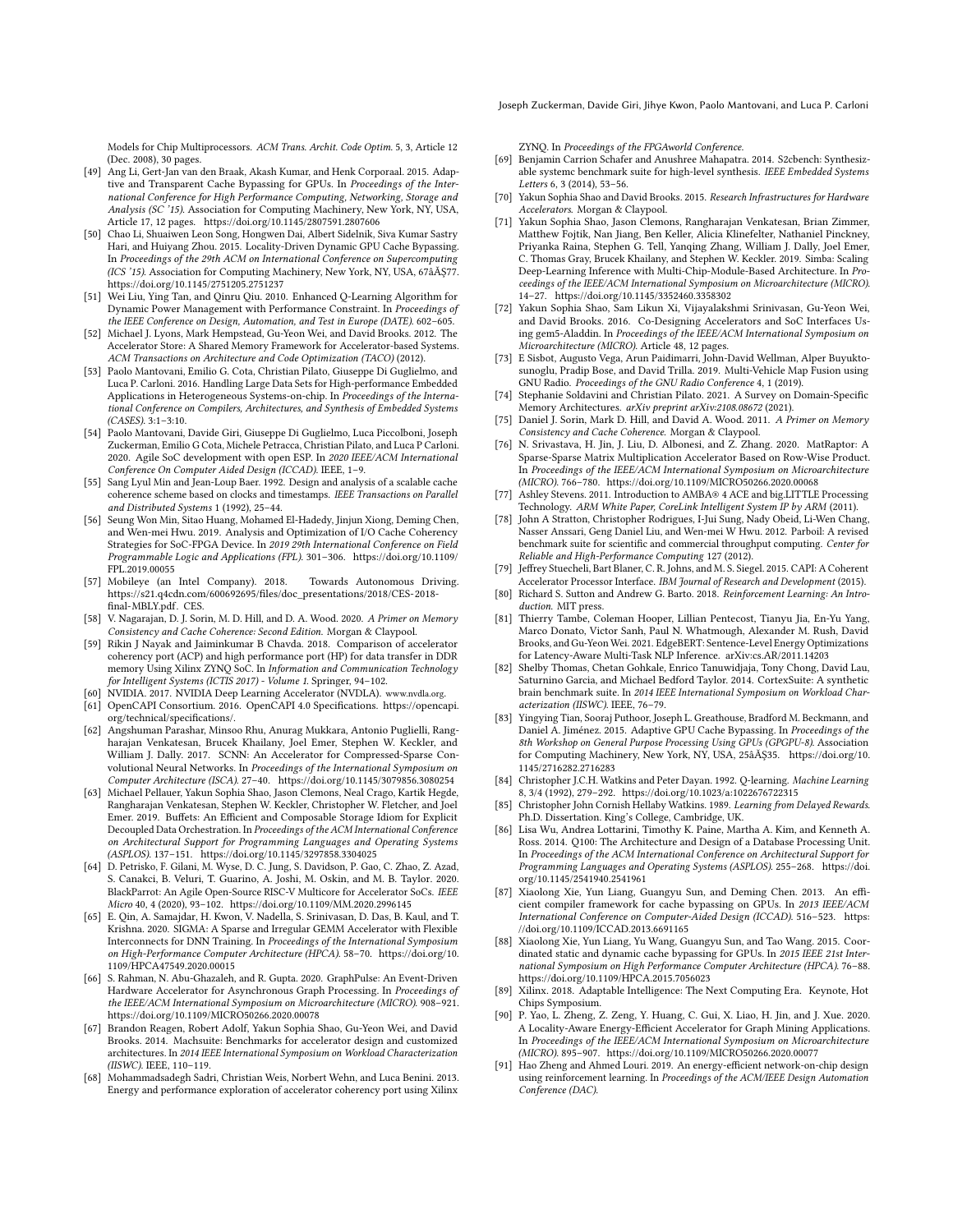Models for Chip Multiprocessors. *ACM Trans. Archit. Code Optim.* 5, 3, Article 12 (Dec. 2008), 30 pages.

[49] Ang Li, Gert-Jan van den Braak, Akash Kumar, and Henk Corporaal. 2015. Adaptive and Transparent Cache Bypassing for GPUs. In *Proceedings of the International Conference for High Performance Computing, Networking, Storage and Analysis (SC '15)*. Association for Computing Machinery, New York, NY, USA, Article 17, 12 pages. https://doi.org/10.1145/2807591.2807606

[50] Chao Li, Shuaiwen Leon Song, Hongwen Dai, Albert Sidelnik, Siva Kumar Sastry Hari, and Huiyang Zhou. 2015. Locality-Driven Dynamic GPU Cache Bypassing. In *Proceedings of the 29th ACM on International Conference on Supercomputing (ICS '15)*. Association for Computing Machinery, New York, NY, USA, 67âĂŞ77. https://doi.org/10.1145/2751205.2751237

[51] Wei Liu, Ying Tan, and Qinru Qiu. 2010. Enhanced Q-Learning Algorithm for Dynamic Power Management with Performance Constraint. In *Proceedings of the IEEE Conference on Design, Automation, and Test in Europe (DATE)*. 602–605.

[52] Michael J. Lyons, Mark Hempstead, Gu-Yeon Wei, and David Brooks. 2012. The Accelerator Store: A Shared Memory Framework for Accelerator-based Systems. *ACM Transactions on Architecture and Code Optimization (TACO)* (2012).

[53] Paolo Mantovani, Emilio G. Cota, Christian Pilato, Giuseppe Di Guglielmo, and Luca P. Carloni. 2016. Handling Large Data Sets for High-performance Embedded Applications in Heterogeneous Systems-on-chip. In *Proceedings of the International Conference on Compilers, Architectures, and Synthesis of Embedded Systems (CASES)*. 3:1–3:10.

[54] Paolo Mantovani, Davide Giri, Giuseppe Di Guglielmo, Luca Piccolboni, Joseph Zuckerman, Emilio G Cota, Michele Petracca, Christian Pilato, and Luca P Carloni. 2020. Agile SoC development with open ESP. In *2020 IEEE/ACM International Conference On Computer Aided Design (ICCAD)*. IEEE, 1–9.

[55] Sang Lyul Min and Jean-Loup Baer. 1992. Design and analysis of a scalable cache coherence scheme based on clocks and timestamps. *IEEE Transactions on Parallel and Distributed Systems* 1 (1992), 25–44.

[56] Seung Won Min, Sitao Huang, Mohamed El-Hadedy, Jinjun Xiong, Deming Chen, and Wen-mei Hwu. 2019. Analysis and Optimization of I/O Cache Coherency Strategies for SoC-FPGA Device. In *2019 29th International Conference on Field Programmable Logic and Applications (FPL)*. 301–306. https://doi.org/10.1109/FPL.2019.00055

[57] Mobileye (an Intel Company). 2018. Towards Autonomous Driving. https://s21.q4cdn.com/600692695/files/doc_presentations/2018/CES-2018-final-MBLY.pdf. CES.

[58] V. Nagarajan, D. J. Sorin, M. D. Hill, and D. A. Wood. 2020. *A Primer on Memory Consistency and Cache Coherence: Second Edition.* Morgan & Claypool.

[59] Rikin J Nayak and Jaiminkumar B Chavda. 2018. Comparison of accelerator coherency port (ACP) and high performance port (HP) for data transfer in DDR memory Using Xilinx ZYNQ SoC. In *Information and Communication Technology for Intelligent Systems (ICTIS 2017) - Volume 1*. Springer, 94–102.

[60] NVIDIA. 2017. NVIDIA Deep Learning Accelerator (NVDLA). www.nvdla.org.

[61] OpenCAPI Consortium. 2016. OpenCAPI 4.0 Specifications. https://opencapi.org/technical/specifications/.

[62] Angshuman Parashar, Minsoo Rhu, Anurag Mukkara, Antonio Puglielli, Rangharajan Venkatesan, Brucek Khailany, Joel Emer, Stephen W. Keckler, and William J. Dally. 2017. SCNN: An Accelerator for Compressed-Sparse Convolutional Neural Networks. In *Proceedings of the International Symposium on Computer Architecture (ISCA)*. 27–40. https://doi.org/10.1145/3079856.3080254

[63] Michael Pellauer, Yakun Sophia Shao, Jason Clemons, Neal Crago, Kartik Hegde, Rangharajan Venkatesan, Stephen W. Keckler, Christopher W. Fletcher, and Joel Emer. 2019. Buffets: An Efficient and Composable Storage Idiom for Explicit Decoupled Data Orchestration. In *Proceedings of the ACM International Conference on Architectural Support for Programming Languages and Operating Systems (ASPLOS)*. 137–151. https://doi.org/10.1145/3297858.3304025

[64] D. Petrisko, F. Gilani, M. Wyse, D. C. Jung, S. Davidson, P. Gao, C. Zhao, Z. Azad, S. Canakci, B. Veluri, T. Guarino, A. Joshi, M. Oskin, and M. B. Taylor. 2020. BlackParrot: An Agile Open-Source RISC-V Multicore for Accelerator SoCs. *IEEE Micro* 40, 4 (2020), 93–102. https://doi.org/10.1109/MM.2020.2996145

[65] E. Qin, A. Samajdar, H. Kwon, V. Nadella, S. Srinivasan, D. Das, B. Kaul, and T. Krishna. 2020. SIGMA: A Sparse and Irregular GEMM Accelerator with Flexible Interconnects for DNN Training. In *Proceedings of the International Symposium on High-Performance Computer Architecture (HPCA)*. 58–70. https://doi.org/10.1109/HPCA47549.2020.00015

[66] S. Rahman, N. Abu-Ghazaleh, and R. Gupta. 2020. GraphPulse: An Event-Driven Hardware Accelerator for Asynchronous Graph Processing. In *Proceedings of the IEEE/ACM International Symposium on Microarchitecture (MICRO)*. 908–921. https://doi.org/10.1109/MICRO50266.2020.00078

[67] Brandon Reagen, Robert Adolf, Yakun Sophia Shao, Gu-Yeon Wei, and David Brooks. 2014. Machsuite: Benchmarks for accelerator design and customized architectures. In *2014 IEEE International Symposium on Workload Characterization (IISWC)*. IEEE, 110–119.

[68] Mohammadsadegh Sadri, Christian Weis, Norbert Wehn, and Luca Benini. 2013. Energy and performance exploration of accelerator coherency port using Xilinx ZYNQ. In *Proceedings of the FPGAworld Conference*.

[69] Benjamin Carrion Schafer and Anushree Mahapatra. 2014. S2cbench: Synthesizable systemc benchmark suite for high-level synthesis. *IEEE Embedded Systems Letters* 6, 3 (2014), 53–56.

[70] Yakun Sophia Shao and David Brooks. 2015. *Research Infrastructures for Hardware Accelerators.* Morgan & Claypool.

[71] Yakun Sophia Shao, Jason Clemons, Rangharajan Venkatesan, Brian Zimmer, Matthew Fojtik, Nan Jiang, Ben Keller, Alicia Klinefelter, Nathaniel Pinckney, Priyanka Raina, Stephen G. Tell, Yanqing Zhang, William J. Dally, Joel Emer, C. Thomas Gray, Brucek Khailany, and Stephen W. Keckler. 2019. Simba: Scaling Deep-Learning Inference with Multi-Chip-Module-Based Architecture. In *Proceedings of the IEEE/ACM International Symposium on Microarchitecture (MICRO)*. 14–27. https://doi.org/10.1145/3352460.3358302

[72] Yakun Sophia Shao, Sam Likun Xi, Vijayalakshmi Srinivasan, Gu-Yeon Wei, and David Brooks. 2016. Co-Designing Accelerators and SoC Interfaces Using gem5-Aladdin. In *Proceedings of the IEEE/ACM International Symposium on Microarchitecture (MICRO)*. Article 48, 12 pages.

[73] E Sisbot, Augusto Vega, Arun Paidimarri, John-David Wellman, Alper Buyuktosunoglu, Pradip Bose, and David Trilla. 2019. Multi-Vehicle Map Fusion using GNU Radio. *Proceedings of the GNU Radio Conference* 4, 1 (2019).

[74] Stephanie Soldavini and Christian Pilato. 2021. A Survey on Domain-Specific Memory Architectures. *arXiv preprint arXiv:2108.08672* (2021).

[75] Daniel J. Sorin, Mark D. Hill, and David A. Wood. 2011. *A Primer on Memory Consistency and Cache Coherence.* Morgan & Claypool.

[76] N. Srivastava, H. Jin, J. Liu, D. Albonesi, and Z. Zhang. 2020. MatRaptor: A Sparse-Sparse Matrix Multiplication Accelerator Based on Row-Wise Product. In *Proceedings of the IEEE/ACM International Symposium on Microarchitecture (MICRO)*. 766–780. https://doi.org/10.1109/MICRO50266.2020.00068

[77] Ashley Stevens. 2011. Introduction to AMBA® 4 ACE and big.LITTLE Processing Technology. *ARM White Paper, CoreLink Intelligent System IP by ARM* (2011).

[78] John A Stratton, Christopher Rodrigues, I-Jui Sung, Nady Obeid, Li-Wen Chang, Nasser Anssari, Geng Daniel Liu, and Wen-mei W Hwu. 2012. Parboil: A revised benchmark suite for scientific and commercial throughput computing. *Center for Reliable and High-Performance Computing* 127 (2012).

[79] Jeffrey Stuecheli, Bart Blaner, C. R. Johns, and M. S. Siegel. 2015. CAPI: A Coherent Accelerator Processor Interface. *IBM Journal of Research and Development* (2015).

[80] Richard S. Sutton and Andrew G. Barto. 2018. *Reinforcement Learning: An Introduction.* MIT press.

[81] Thierry Tambe, Coleman Hooper, Lillian Pentecost, Tianyu Jia, En-Yu Yang, Marco Donato, Victor Sanh, Paul N. Whatmough, Alexander M. Rush, David Brooks, and Gu-Yeon Wei. 2021. EdgeBERT: Sentence-Level Energy Optimizations for Latency-Aware Multi-Task NLP Inference. arXiv:cs.AR/2011.14203

[82] Shelby Thomas, Chetan Gohkale, Enrico Tanuwidjaja, Tony Chong, David Lau, Saturnino Garcia, and Michael Bedford Taylor. 2014. CortexSuite: A synthetic brain benchmark suite. In *2014 IEEE International Symposium on Workload Characterization (IISWC)*. IEEE, 76–79.

[83] Yingying Tian, Sooraj Puthoor, Joseph L. Greathouse, Bradford M. Beckmann, and Daniel A. Jiménez. 2015. Adaptive GPU Cache Bypassing. In *Proceedings of the 8th Workshop on General Purpose Processing Using GPUs (GPGPU-8)*. Association for Computing Machinery, New York, NY, USA, 25âĂŞ35. https://doi.org/10.1145/2716282.2716283

[84] Christopher J.C.H. Watkins and Peter Dayan. 1992. Q-learning. *Machine Learning* 8, 3/4 (1992), 279–292. https://doi.org/10.1023/a:1022676722315

[85] Christopher John Cornish Hellaby Watkins. 1989. *Learning from Delayed Rewards.* Ph.D. Dissertation. King's College, Cambridge, UK.

[86] Lisa Wu, Andrea Lottarini, Timothy K. Paine, Martha A. Kim, and Kenneth A. Ross. 2014. Q100: The Architecture and Design of a Database Processing Unit. In *Proceedings of the ACM International Conference on Architectural Support for Programming Languages and Operating Systems (ASPLOS)*. 255–268. https://doi.org/10.1145/2541940.2541961

[87] Xiaolong Xie, Yun Liang, Guangyu Sun, and Deming Chen. 2013. An efficient compiler framework for cache bypassing on GPUs. In *2013 IEEE/ACM International Conference on Computer-Aided Design (ICCAD)*. 516–523. https://doi.org/10.1109/ICCAD.2013.6691165

[88] Xiaolong Xie, Yun Liang, Yu Wang, Guangyu Sun, and Tao Wang. 2015. Coordinated static and dynamic cache bypassing for GPUs. In *2015 IEEE 21st International Symposium on High Performance Computer Architecture (HPCA)*. 76–88. https://doi.org/10.1109/HPCA.2015.7056023

[89] Xilinx. 2018. Adaptable Intelligence: The Next Computing Era. Keynote, Hot Chips Symposium.

[90] P. Yao, L. Zheng, Z. Zeng, Y. Huang, C. Gui, X. Liao, H. Jin, and J. Xue. 2020. A Locality-Aware Energy-Efficient Accelerator for Graph Mining Applications. In *Proceedings of the IEEE/ACM International Symposium on Microarchitecture (MICRO)*. 895–907. https://doi.org/10.1109/MICRO50266.2020.00077

[91] Hao Zheng and Ahmed Louri. 2019. An energy-efficient network-on-chip design using reinforcement learning. In *Proceedings of the ACM/IEEE Design Automation Conference (DAC)*.